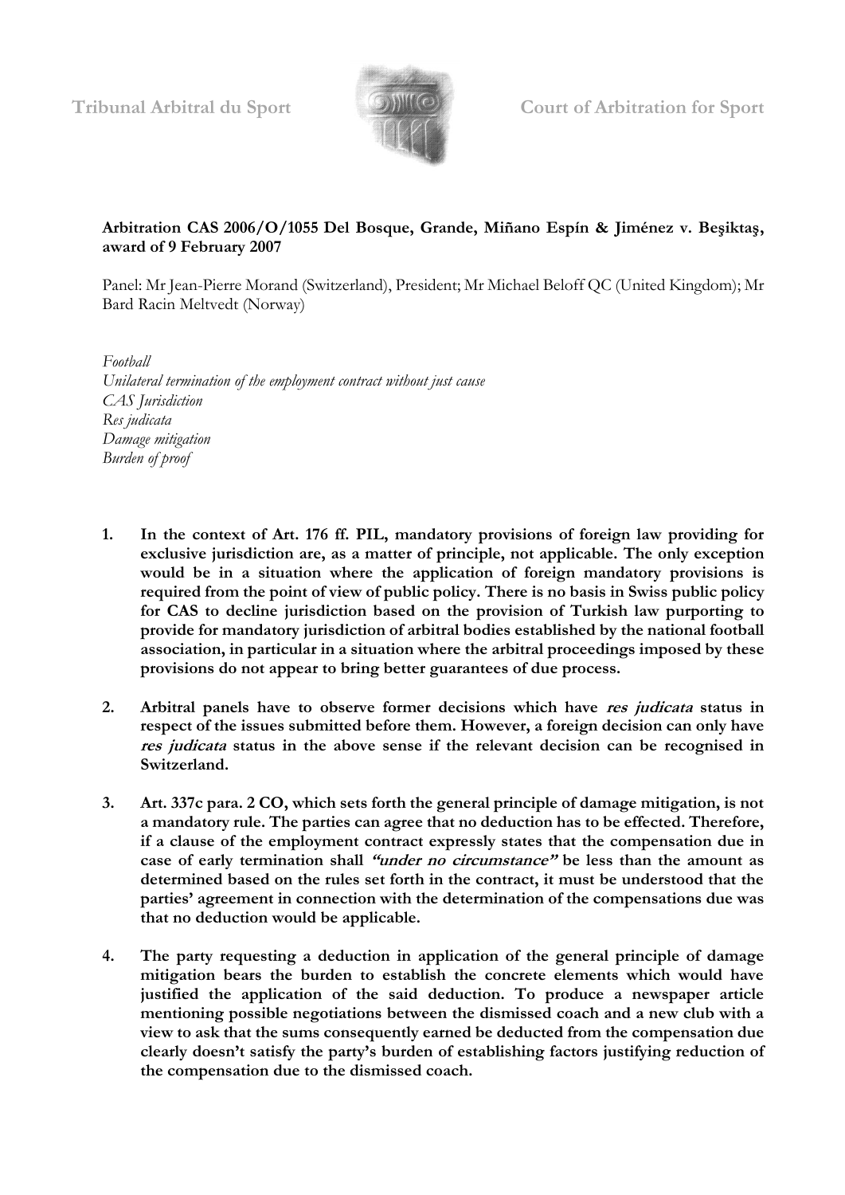Tribunal Arbitral du Sport                Court of Arbitration for Sport

**Arbitration CAS 2006/O/1055 Del Bosque, Grande, Miñano Espín & Jiménez v. Beşiktaş, award of 9 February 2007**

Panel: Mr Jean-Pierre Morand (Switzerland), President; Mr Michael Beloff QC (United Kingdom); Mr Bard Racin Meltvedt (Norway)

*Football*
*Unilateral termination of the employment contract without just cause*
*CAS Jurisdiction*
*Res judicata*
*Damage mitigation*
*Burden of proof*

1. **In the context of Art. 176 ff. PIL, mandatory provisions of foreign law providing for exclusive jurisdiction are, as a matter of principle, not applicable. The only exception would be in a situation where the application of foreign mandatory provisions is required from the point of view of public policy. There is no basis in Swiss public policy for CAS to decline jurisdiction based on the provision of Turkish law purporting to provide for mandatory jurisdiction of arbitral bodies established by the national football association, in particular in a situation where the arbitral proceedings imposed by these provisions do not appear to bring better guarantees of due process.**

2. **Arbitral panels have to observe former decisions which have *res judicata* status in respect of the issues submitted before them. However, a foreign decision can only have *res judicata* status in the above sense if the relevant decision can be recognised in Switzerland.**

3. **Art. 337c para. 2 CO, which sets forth the general principle of damage mitigation, is not a mandatory rule. The parties can agree that no deduction has to be effected. Therefore, if a clause of the employment contract expressly states that the compensation due in case of early termination shall *"under no circumstance"* be less than the amount as determined based on the rules set forth in the contract, it must be understood that the parties' agreement in connection with the determination of the compensations due was that no deduction would be applicable.**

4. **The party requesting a deduction in application of the general principle of damage mitigation bears the burden to establish the concrete elements which would have justified the application of the said deduction. To produce a newspaper article mentioning possible negotiations between the dismissed coach and a new club with a view to ask that the sums consequently earned be deducted from the compensation due clearly doesn't satisfy the party's burden of establishing factors justifying reduction of the compensation due to the dismissed coach.**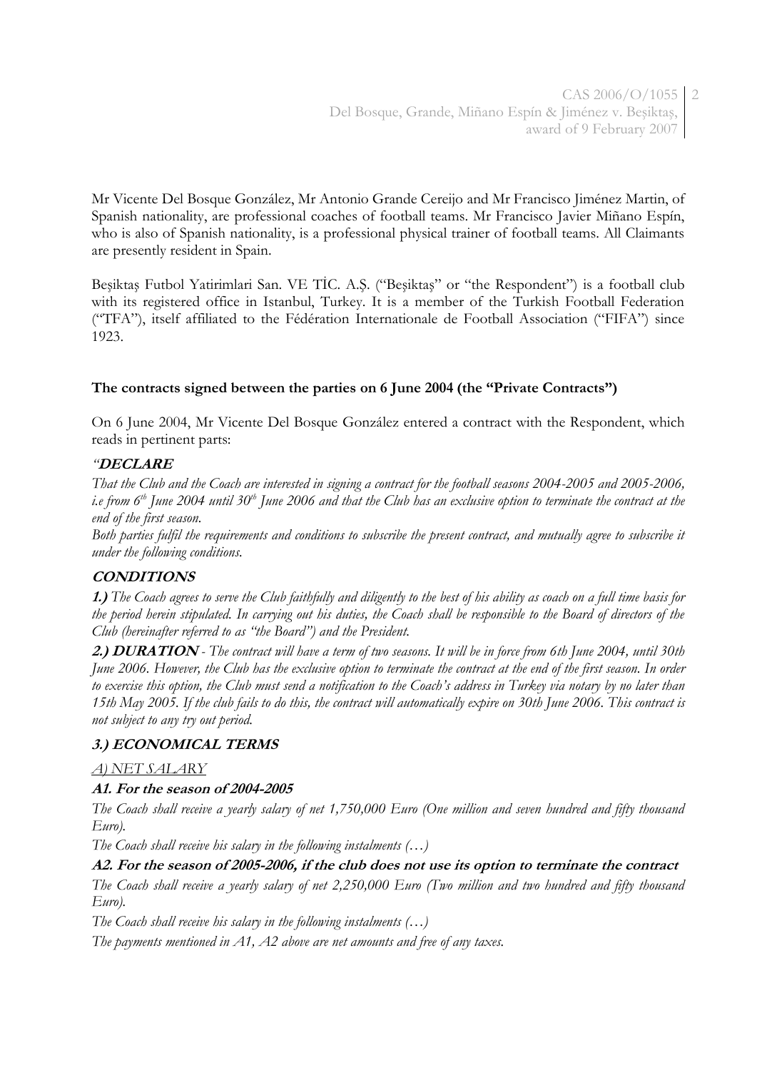Mr Vicente Del Bosque González, Mr Antonio Grande Cereijo and Mr Francisco Jiménez Martin, of Spanish nationality, are professional coaches of football teams. Mr Francisco Javier Miñano Espín, who is also of Spanish nationality, is a professional physical trainer of football teams. All Claimants are presently resident in Spain.

Beşiktaş Futbol Yatirimlari San. VE TİC. A.Ş. ("Beşiktaş" or "the Respondent") is a football club with its registered office in Istanbul, Turkey. It is a member of the Turkish Football Federation ("TFA"), itself affiliated to the Fédération Internationale de Football Association ("FIFA") since 1923.

**The contracts signed between the parties on 6 June 2004 (the "Private Contracts")**

On 6 June 2004, Mr Vicente Del Bosque González entered a contract with the Respondent, which reads in pertinent parts:

*"**DECLARE***

*That the Club and the Coach are interested in signing a contract for the football seasons 2004-2005 and 2005-2006, i.e from 6th June 2004 until 30th June 2006 and that the Club has an exclusive option to terminate the contract at the end of the first season.*

*Both parties fulfil the requirements and conditions to subscribe the present contract, and mutually agree to subscribe it under the following conditions.*

***CONDITIONS***

***1.)** The Coach agrees to serve the Club faithfully and diligently to the best of his ability as coach on a full time basis for the period herein stipulated. In carrying out his duties, the Coach shall be responsible to the Board of directors of the Club (hereinafter referred to as "the Board") and the President.*

***2.) DURATION** - The contract will have a term of two seasons. It will be in force from 6th June 2004, until 30th June 2006. However, the Club has the exclusive option to terminate the contract at the end of the first season. In order to exercise this option, the Club must send a notification to the Coach's address in Turkey via notary by no later than 15th May 2005. If the club fails to do this, the contract will automatically expire on 30th June 2006. This contract is not subject to any try out period.*

***3.) ECONOMICAL TERMS***

*A) NET SALARY*

***A1. For the season of 2004-2005***

*The Coach shall receive a yearly salary of net 1,750,000 Euro (One million and seven hundred and fifty thousand Euro).*

*The Coach shall receive his salary in the following instalments (…)*

***A2. For the season of 2005-2006, if the club does not use its option to terminate the contract***

*The Coach shall receive a yearly salary of net 2,250,000 Euro (Two million and two hundred and fifty thousand Euro).*

*The Coach shall receive his salary in the following instalments (…)*

*The payments mentioned in A1, A2 above are net amounts and free of any taxes.*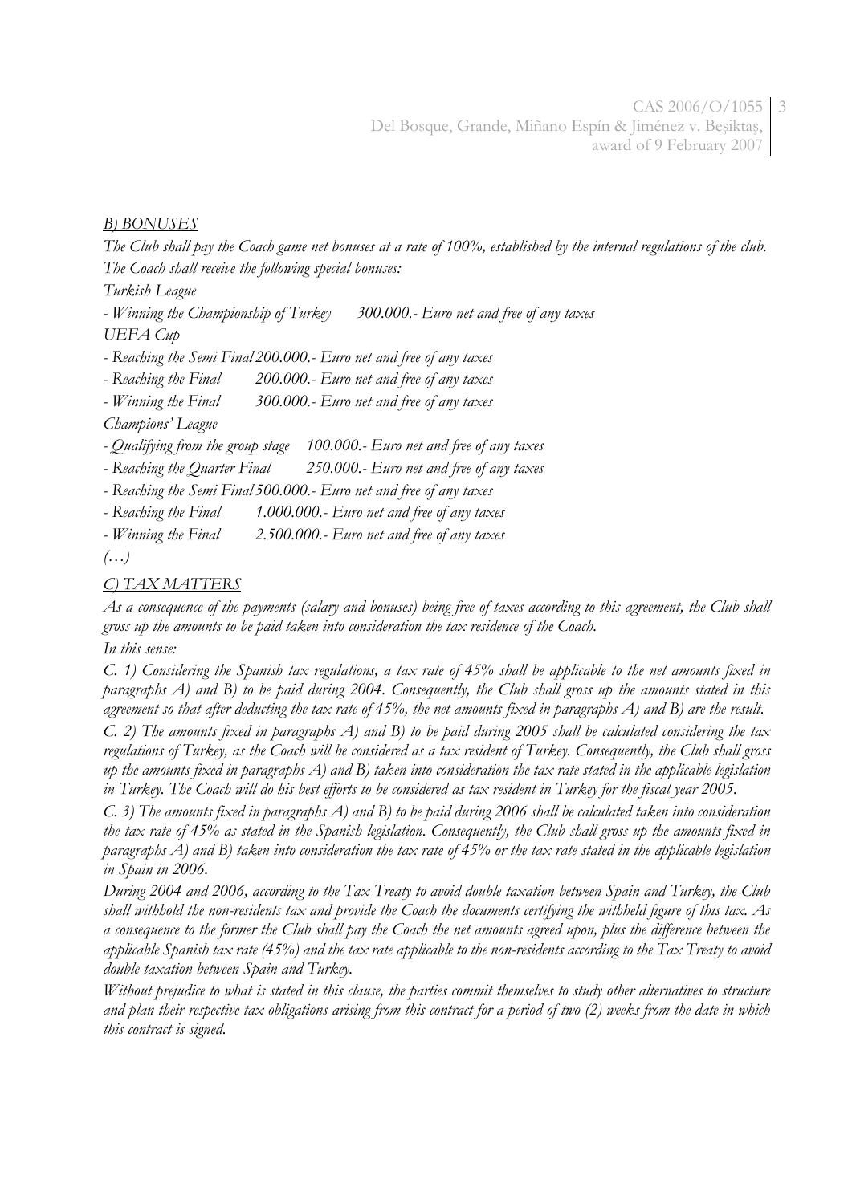*B) BONUSES*

*The Club shall pay the Coach game net bonuses at a rate of 100%, established by the internal regulations of the club.*

*The Coach shall receive the following special bonuses:*

*Turkish League*

*- Winning the Championship of Turkey 300.000.- Euro net and free of any taxes*

*UEFA Cup*

*- Reaching the Semi Final 200.000.- Euro net and free of any taxes*

*- Reaching the Final 200.000.- Euro net and free of any taxes*

*- Winning the Final 300.000.- Euro net and free of any taxes*

*Champions' League*

*- Qualifying from the group stage 100.000.- Euro net and free of any taxes*

*- Reaching the Quarter Final 250.000.- Euro net and free of any taxes*

*- Reaching the Semi Final 500.000.- Euro net and free of any taxes*

*- Reaching the Final 1.000.000.- Euro net and free of any taxes*

*- Winning the Final 2.500.000.- Euro net and free of any taxes*

*(…)*

*C) TAX MATTERS*

*As a consequence of the payments (salary and bonuses) being free of taxes according to this agreement, the Club shall gross up the amounts to be paid taken into consideration the tax residence of the Coach.*

*In this sense:*

*C. 1) Considering the Spanish tax regulations, a tax rate of 45% shall be applicable to the net amounts fixed in paragraphs A) and B) to be paid during 2004. Consequently, the Club shall gross up the amounts stated in this agreement so that after deducting the tax rate of 45%, the net amounts fixed in paragraphs A) and B) are the result.*

*C. 2) The amounts fixed in paragraphs A) and B) to be paid during 2005 shall be calculated considering the tax regulations of Turkey, as the Coach will be considered as a tax resident of Turkey. Consequently, the Club shall gross up the amounts fixed in paragraphs A) and B) taken into consideration the tax rate stated in the applicable legislation in Turkey. The Coach will do his best efforts to be considered as tax resident in Turkey for the fiscal year 2005.*

*C. 3) The amounts fixed in paragraphs A) and B) to be paid during 2006 shall be calculated taken into consideration the tax rate of 45% as stated in the Spanish legislation. Consequently, the Club shall gross up the amounts fixed in paragraphs A) and B) taken into consideration the tax rate of 45% or the tax rate stated in the applicable legislation in Spain in 2006.*

*During 2004 and 2006, according to the Tax Treaty to avoid double taxation between Spain and Turkey, the Club shall withhold the non-residents tax and provide the Coach the documents certifying the withheld figure of this tax. As a consequence to the former the Club shall pay the Coach the net amounts agreed upon, plus the difference between the applicable Spanish tax rate (45%) and the tax rate applicable to the non-residents according to the Tax Treaty to avoid double taxation between Spain and Turkey.*

*Without prejudice to what is stated in this clause, the parties commit themselves to study other alternatives to structure and plan their respective tax obligations arising from this contract for a period of two (2) weeks from the date in which this contract is signed.*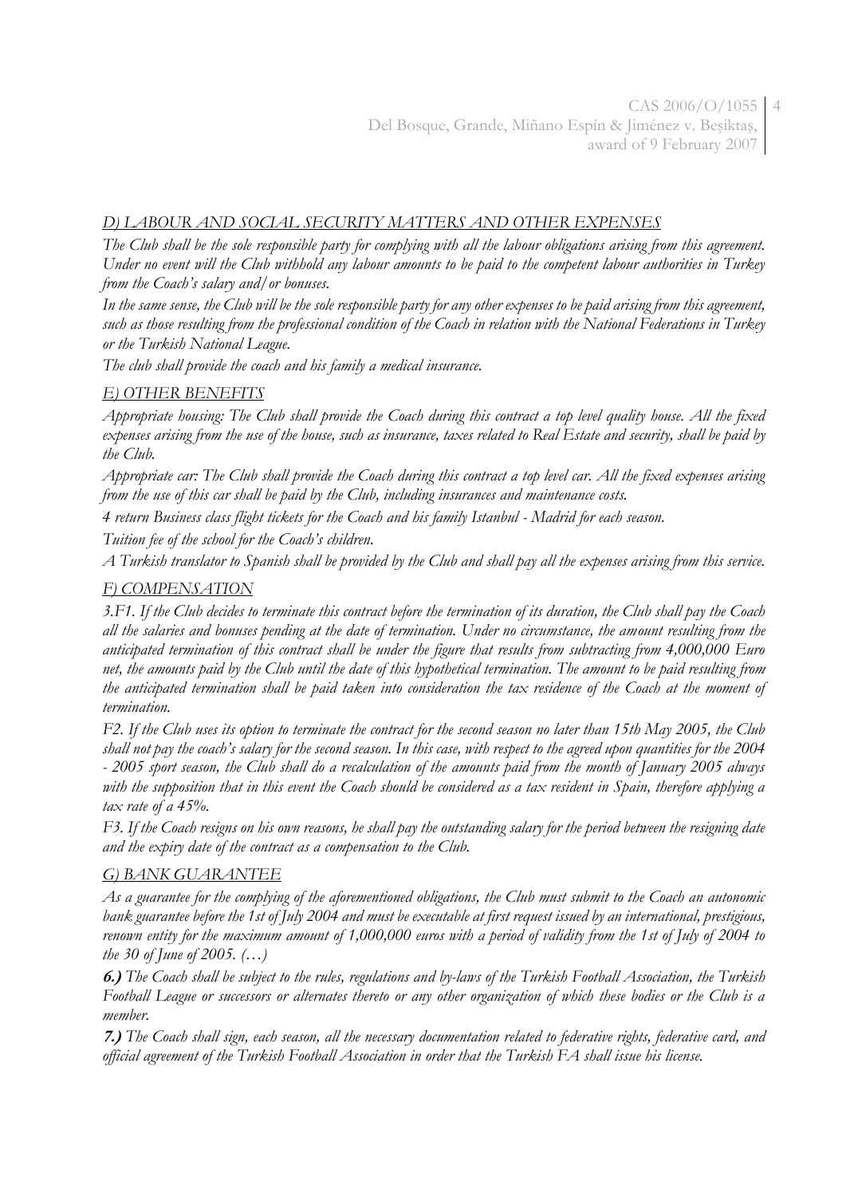*D) LABOUR AND SOCIAL SECURITY MATTERS AND OTHER EXPENSES*

*The Club shall be the sole responsible party for complying with all the labour obligations arising from this agreement. Under no event will the Club withhold any labour amounts to be paid to the competent labour authorities in Turkey from the Coach's salary and/or bonuses.*

*In the same sense, the Club will be the sole responsible party for any other expenses to be paid arising from this agreement, such as those resulting from the professional condition of the Coach in relation with the National Federations in Turkey or the Turkish National League.*

*The club shall provide the coach and his family a medical insurance.*

*E) OTHER BENEFITS*

*Appropriate housing: The Club shall provide the Coach during this contract a top level quality house. All the fixed expenses arising from the use of the house, such as insurance, taxes related to Real Estate and security, shall be paid by the Club.*

*Appropriate car: The Club shall provide the Coach during this contract a top level car. All the fixed expenses arising from the use of this car shall be paid by the Club, including insurances and maintenance costs.*

*4 return Business class flight tickets for the Coach and his family Istanbul - Madrid for each season.*

*Tuition fee of the school for the Coach's children.*

*A Turkish translator to Spanish shall be provided by the Club and shall pay all the expenses arising from this service.*

*F) COMPENSATION*

*3.F1. If the Club decides to terminate this contract before the termination of its duration, the Club shall pay the Coach all the salaries and bonuses pending at the date of termination. Under no circumstance, the amount resulting from the anticipated termination of this contract shall be under the figure that results from subtracting from 4,000,000 Euro net, the amounts paid by the Club until the date of this hypothetical termination. The amount to be paid resulting from the anticipated termination shall be paid taken into consideration the tax residence of the Coach at the moment of termination.*

*F2. If the Club uses its option to terminate the contract for the second season no later than 15th May 2005, the Club shall not pay the coach's salary for the second season. In this case, with respect to the agreed upon quantities for the 2004 - 2005 sport season, the Club shall do a recalculation of the amounts paid from the month of January 2005 always with the supposition that in this event the Coach should be considered as a tax resident in Spain, therefore applying a tax rate of a 45%.*

*F3. If the Coach resigns on his own reasons, he shall pay the outstanding salary for the period between the resigning date and the expiry date of the contract as a compensation to the Club.*

*G) BANK GUARANTEE*

*As a guarantee for the complying of the aforementioned obligations, the Club must submit to the Coach an autonomic bank guarantee before the 1st of July 2004 and must be executable at first request issued by an international, prestigious, renown entity for the maximum amount of 1,000,000 euros with a period of validity from the 1st of July of 2004 to the 30 of June of 2005. (…)*

***6.)** The Coach shall be subject to the rules, regulations and by-laws of the Turkish Football Association, the Turkish Football League or successors or alternates thereto or any other organization of which these bodies or the Club is a member.*

***7.)** The Coach shall sign, each season, all the necessary documentation related to federative rights, federative card, and official agreement of the Turkish Football Association in order that the Turkish FA shall issue his license.*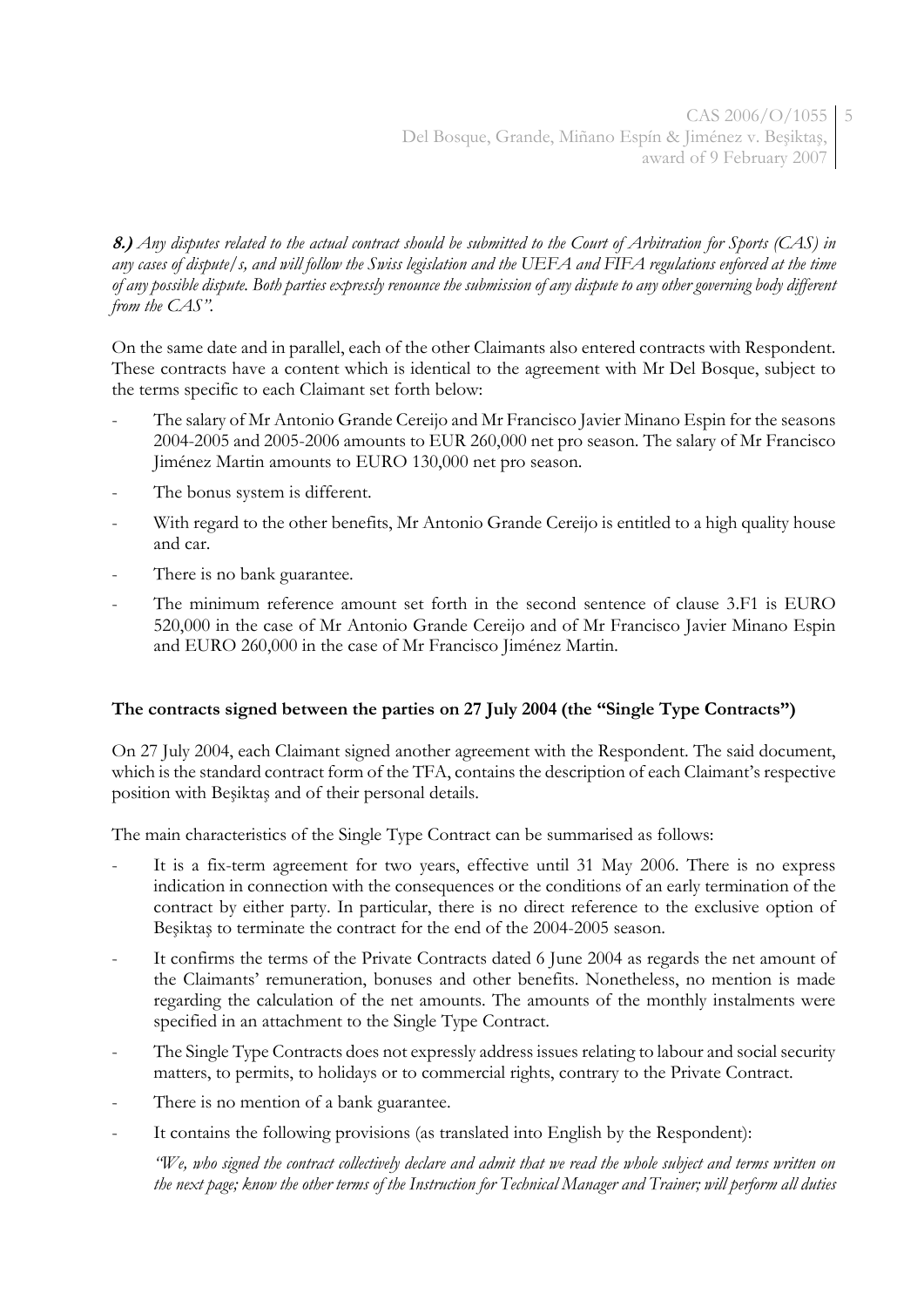***8.)** Any disputes related to the actual contract should be submitted to the Court of Arbitration for Sports (CAS) in any cases of dispute/s, and will follow the Swiss legislation and the UEFA and FIFA regulations enforced at the time of any possible dispute. Both parties expressly renounce the submission of any dispute to any other governing body different from the CAS".*

On the same date and in parallel, each of the other Claimants also entered contracts with Respondent. These contracts have a content which is identical to the agreement with Mr Del Bosque, subject to the terms specific to each Claimant set forth below:

- The salary of Mr Antonio Grande Cereijo and Mr Francisco Javier Minano Espin for the seasons 2004-2005 and 2005-2006 amounts to EUR 260,000 net pro season. The salary of Mr Francisco Jiménez Martin amounts to EURO 130,000 net pro season.
- The bonus system is different.
- With regard to the other benefits, Mr Antonio Grande Cereijo is entitled to a high quality house and car.
- There is no bank guarantee.
- The minimum reference amount set forth in the second sentence of clause 3.F1 is EURO 520,000 in the case of Mr Antonio Grande Cereijo and of Mr Francisco Javier Minano Espin and EURO 260,000 in the case of Mr Francisco Jiménez Martin.

**The contracts signed between the parties on 27 July 2004 (the "Single Type Contracts")**

On 27 July 2004, each Claimant signed another agreement with the Respondent. The said document, which is the standard contract form of the TFA, contains the description of each Claimant's respective position with Beşiktaş and of their personal details.

The main characteristics of the Single Type Contract can be summarised as follows:

- It is a fix-term agreement for two years, effective until 31 May 2006. There is no express indication in connection with the consequences or the conditions of an early termination of the contract by either party. In particular, there is no direct reference to the exclusive option of Beşiktaş to terminate the contract for the end of the 2004-2005 season.
- It confirms the terms of the Private Contracts dated 6 June 2004 as regards the net amount of the Claimants' remuneration, bonuses and other benefits. Nonetheless, no mention is made regarding the calculation of the net amounts. The amounts of the monthly instalments were specified in an attachment to the Single Type Contract.
- The Single Type Contracts does not expressly address issues relating to labour and social security matters, to permits, to holidays or to commercial rights, contrary to the Private Contract.
- There is no mention of a bank guarantee.
- It contains the following provisions (as translated into English by the Respondent):

  *"We, who signed the contract collectively declare and admit that we read the whole subject and terms written on the next page; know the other terms of the Instruction for Technical Manager and Trainer; will perform all duties*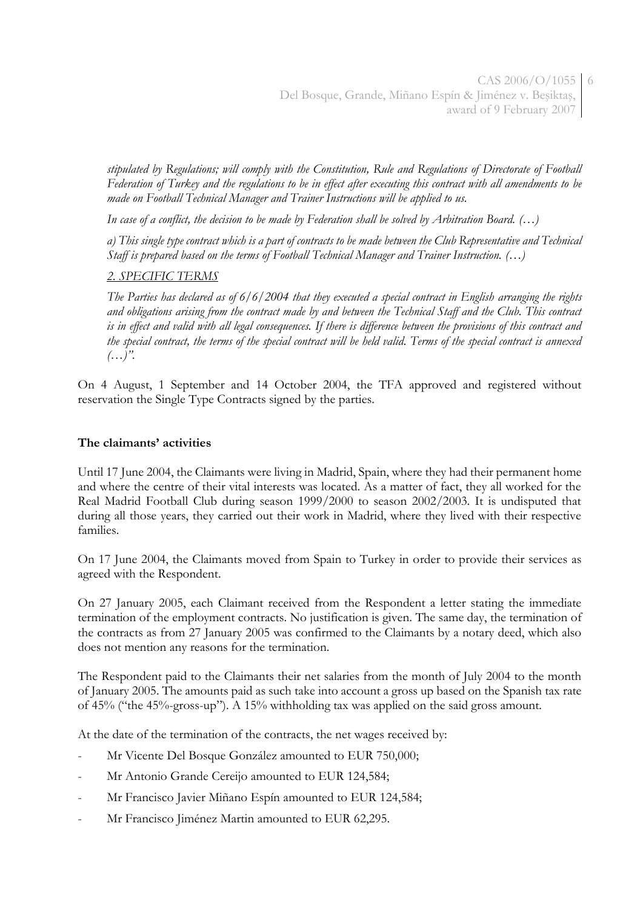*stipulated by Regulations; will comply with the Constitution, Rule and Regulations of Directorate of Football Federation of Turkey and the regulations to be in effect after executing this contract with all amendments to be made on Football Technical Manager and Trainer Instructions will be applied to us.*

*In case of a conflict, the decision to be made by Federation shall be solved by Arbitration Board. (…)*

*a) This single type contract which is a part of contracts to be made between the Club Representative and Technical Staff is prepared based on the terms of Football Technical Manager and Trainer Instruction. (…)*

*2. SPECIFIC TERMS*

*The Parties has declared as of 6/6/2004 that they executed a special contract in English arranging the rights and obligations arising from the contract made by and between the Technical Staff and the Club. This contract is in effect and valid with all legal consequences. If there is difference between the provisions of this contract and the special contract, the terms of the special contract will be held valid. Terms of the special contract is annexed (…)".*

On 4 August, 1 September and 14 October 2004, the TFA approved and registered without reservation the Single Type Contracts signed by the parties.

**The claimants' activities**

Until 17 June 2004, the Claimants were living in Madrid, Spain, where they had their permanent home and where the centre of their vital interests was located. As a matter of fact, they all worked for the Real Madrid Football Club during season 1999/2000 to season 2002/2003. It is undisputed that during all those years, they carried out their work in Madrid, where they lived with their respective families.

On 17 June 2004, the Claimants moved from Spain to Turkey in order to provide their services as agreed with the Respondent.

On 27 January 2005, each Claimant received from the Respondent a letter stating the immediate termination of the employment contracts. No justification is given. The same day, the termination of the contracts as from 27 January 2005 was confirmed to the Claimants by a notary deed, which also does not mention any reasons for the termination.

The Respondent paid to the Claimants their net salaries from the month of July 2004 to the month of January 2005. The amounts paid as such take into account a gross up based on the Spanish tax rate of 45% ("the 45%-gross-up"). A 15% withholding tax was applied on the said gross amount.

At the date of the termination of the contracts, the net wages received by:

- Mr Vicente Del Bosque González amounted to EUR 750,000;
- Mr Antonio Grande Cereijo amounted to EUR 124,584;
- Mr Francisco Javier Miñano Espín amounted to EUR 124,584;
- Mr Francisco Jiménez Martin amounted to EUR 62,295.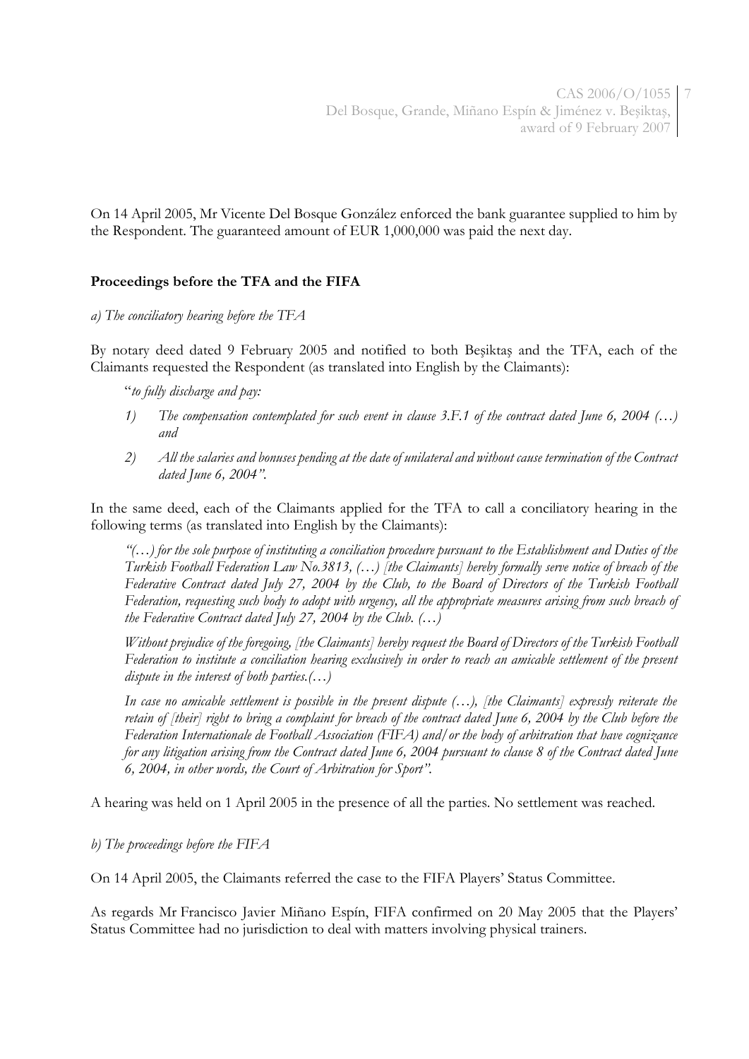On 14 April 2005, Mr Vicente Del Bosque González enforced the bank guarantee supplied to him by the Respondent. The guaranteed amount of EUR 1,000,000 was paid the next day.

**Proceedings before the TFA and the FIFA**

*a) The conciliatory hearing before the TFA*

By notary deed dated 9 February 2005 and notified to both Beşiktaş and the TFA, each of the Claimants requested the Respondent (as translated into English by the Claimants):

> "*to fully discharge and pay:*
>
> 1) *The compensation contemplated for such event in clause 3.F.1 of the contract dated June 6, 2004 (…) and*
>
> 2) *All the salaries and bonuses pending at the date of unilateral and without cause termination of the Contract dated June 6, 2004"*.

In the same deed, each of the Claimants applied for the TFA to call a conciliatory hearing in the following terms (as translated into English by the Claimants):

> *"(…) for the sole purpose of instituting a conciliation procedure pursuant to the Establishment and Duties of the Turkish Football Federation Law No.3813, (…) [the Claimants] hereby formally serve notice of breach of the Federative Contract dated July 27, 2004 by the Club, to the Board of Directors of the Turkish Football Federation, requesting such body to adopt with urgency, all the appropriate measures arising from such breach of the Federative Contract dated July 27, 2004 by the Club. (…)*
>
> *Without prejudice of the foregoing, [the Claimants] hereby request the Board of Directors of the Turkish Football Federation to institute a conciliation hearing exclusively in order to reach an amicable settlement of the present dispute in the interest of both parties.(…)*
>
> *In case no amicable settlement is possible in the present dispute (…), [the Claimants] expressly reiterate the retain of [their] right to bring a complaint for breach of the contract dated June 6, 2004 by the Club before the Federation Internationale de Football Association (FIFA) and/or the body of arbitration that have cognizance for any litigation arising from the Contract dated June 6, 2004 pursuant to clause 8 of the Contract dated June 6, 2004, in other words, the Court of Arbitration for Sport"*.

A hearing was held on 1 April 2005 in the presence of all the parties. No settlement was reached.

*b) The proceedings before the FIFA*

On 14 April 2005, the Claimants referred the case to the FIFA Players' Status Committee.

As regards Mr Francisco Javier Miñano Espín, FIFA confirmed on 20 May 2005 that the Players' Status Committee had no jurisdiction to deal with matters involving physical trainers.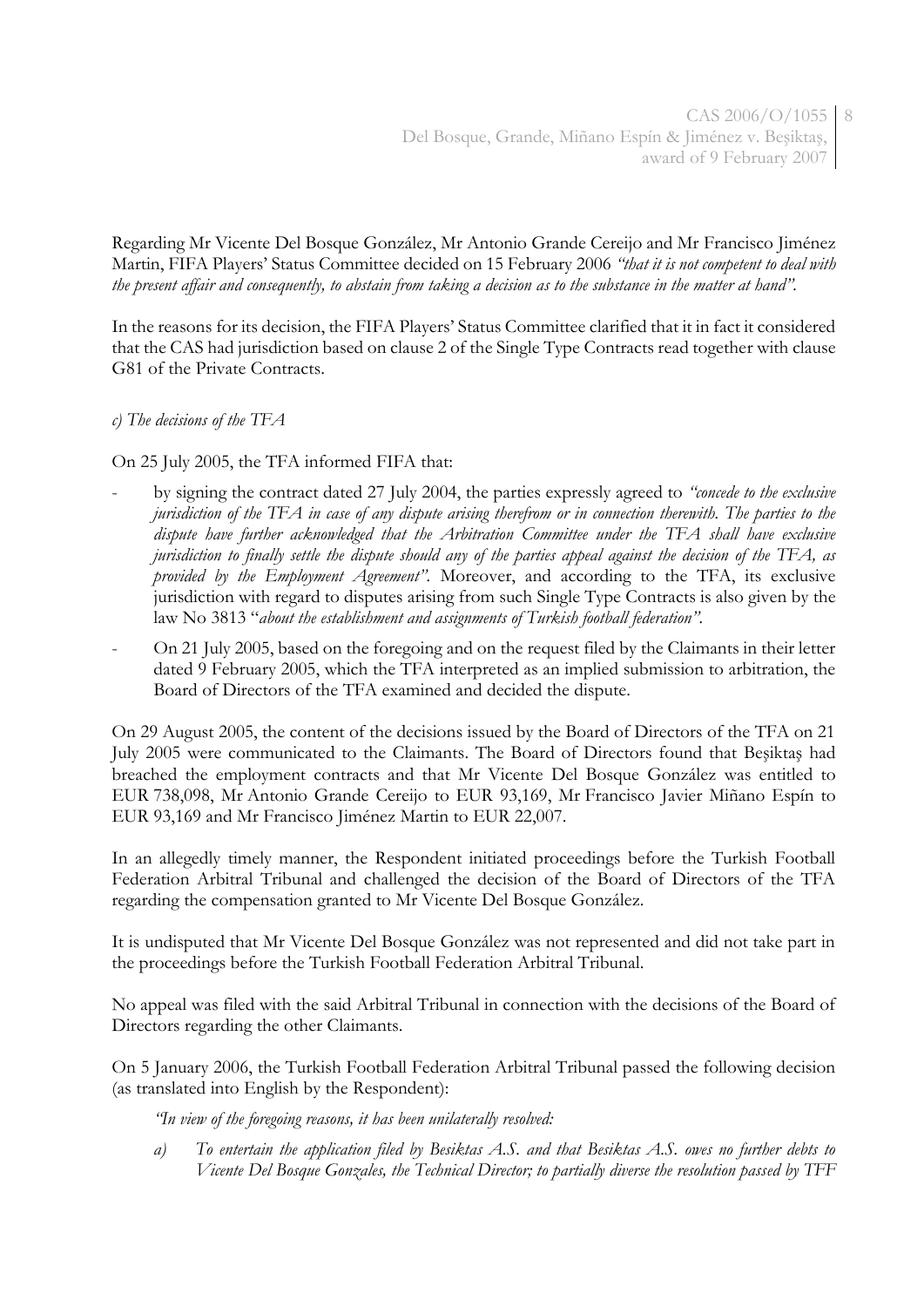Regarding Mr Vicente Del Bosque González, Mr Antonio Grande Cereijo and Mr Francisco Jiménez Martin, FIFA Players' Status Committee decided on 15 February 2006 *"that it is not competent to deal with the present affair and consequently, to abstain from taking a decision as to the substance in the matter at hand"*.

In the reasons for its decision, the FIFA Players' Status Committee clarified that it in fact it considered that the CAS had jurisdiction based on clause 2 of the Single Type Contracts read together with clause G81 of the Private Contracts.

*c) The decisions of the TFA*

On 25 July 2005, the TFA informed FIFA that:

- by signing the contract dated 27 July 2004, the parties expressly agreed to *"concede to the exclusive jurisdiction of the TFA in case of any dispute arising therefrom or in connection therewith. The parties to the dispute have further acknowledged that the Arbitration Committee under the TFA shall have exclusive jurisdiction to finally settle the dispute should any of the parties appeal against the decision of the TFA, as provided by the Employment Agreement"*. Moreover, and according to the TFA, its exclusive jurisdiction with regard to disputes arising from such Single Type Contracts is also given by the law No 3813 "*about the establishment and assignments of Turkish football federation"*.
- On 21 July 2005, based on the foregoing and on the request filed by the Claimants in their letter dated 9 February 2005, which the TFA interpreted as an implied submission to arbitration, the Board of Directors of the TFA examined and decided the dispute.

On 29 August 2005, the content of the decisions issued by the Board of Directors of the TFA on 21 July 2005 were communicated to the Claimants. The Board of Directors found that Beşiktaş had breached the employment contracts and that Mr Vicente Del Bosque González was entitled to EUR 738,098, Mr Antonio Grande Cereijo to EUR 93,169, Mr Francisco Javier Miñano Espín to EUR 93,169 and Mr Francisco Jiménez Martin to EUR 22,007.

In an allegedly timely manner, the Respondent initiated proceedings before the Turkish Football Federation Arbitral Tribunal and challenged the decision of the Board of Directors of the TFA regarding the compensation granted to Mr Vicente Del Bosque González.

It is undisputed that Mr Vicente Del Bosque González was not represented and did not take part in the proceedings before the Turkish Football Federation Arbitral Tribunal.

No appeal was filed with the said Arbitral Tribunal in connection with the decisions of the Board of Directors regarding the other Claimants.

On 5 January 2006, the Turkish Football Federation Arbitral Tribunal passed the following decision (as translated into English by the Respondent):

> *"In view of the foregoing reasons, it has been unilaterally resolved:*
>
> *a) To entertain the application filed by Besiktas A.S. and that Besiktas A.S. owes no further debts to Vicente Del Bosque Gonzales, the Technical Director; to partially diverse the resolution passed by TFF*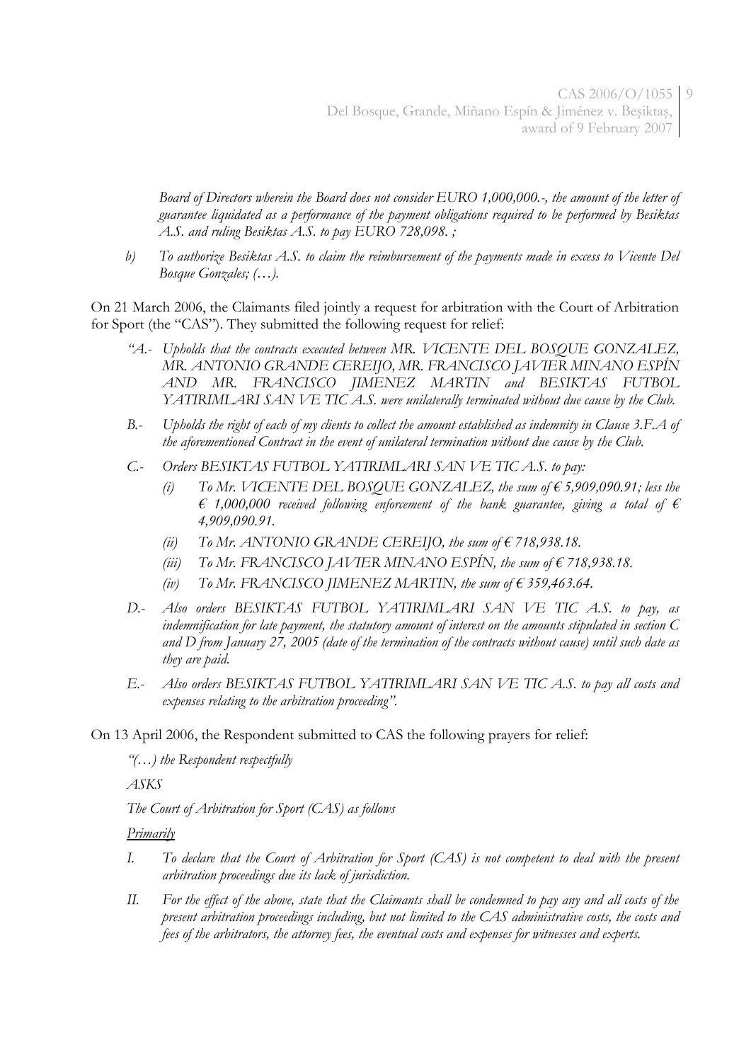*Board of Directors wherein the Board does not consider EURO 1,000,000.-, the amount of the letter of guarantee liquidated as a performance of the payment obligations required to be performed by Besiktas A.S. and ruling Besiktas A.S. to pay EURO 728,098. ;*

*b) To authorize Besiktas A.S. to claim the reimbursement of the payments made in excess to Vicente Del Bosque Gonzales; (…).*

On 21 March 2006, the Claimants filed jointly a request for arbitration with the Court of Arbitration for Sport (the "CAS"). They submitted the following request for relief:

*"A.- Upholds that the contracts executed between MR. VICENTE DEL BOSQUE GONZALEZ, MR. ANTONIO GRANDE CEREIJO, MR. FRANCISCO JAVIER MINANO ESPÍN AND MR. FRANCISCO JIMENEZ MARTIN and BESIKTAS FUTBOL YATIRIMLARI SAN VE TIC A.S. were unilaterally terminated without due cause by the Club.*

*B.- Upholds the right of each of my clients to collect the amount established as indemnity in Clause 3.F.A of the aforementioned Contract in the event of unilateral termination without due cause by the Club.*

*C.- Orders BESIKTAS FUTBOL YATIRIMLARI SAN VE TIC A.S. to pay:*

*(i) To Mr. VICENTE DEL BOSQUE GONZALEZ, the sum of € 5,909,090.91; less the € 1,000,000 received following enforcement of the bank guarantee, giving a total of € 4,909,090.91.*

*(ii) To Mr. ANTONIO GRANDE CEREIJO, the sum of € 718,938.18.*

*(iii) To Mr. FRANCISCO JAVIER MINANO ESPÍN, the sum of € 718,938.18.*

*(iv) To Mr. FRANCISCO JIMENEZ MARTIN, the sum of € 359,463.64.*

*D.- Also orders BESIKTAS FUTBOL YATIRIMLARI SAN VE TIC A.S. to pay, as indemnification for late payment, the statutory amount of interest on the amounts stipulated in section C and D from January 27, 2005 (date of the termination of the contracts without cause) until such date as they are paid.*

*E.- Also orders BESIKTAS FUTBOL YATIRIMLARI SAN VE TIC A.S. to pay all costs and expenses relating to the arbitration proceeding".*

On 13 April 2006, the Respondent submitted to CAS the following prayers for relief:

*"(…) the Respondent respectfully*

*ASKS*

*The Court of Arbitration for Sport (CAS) as follows*

*__Primarily__*

*I. To declare that the Court of Arbitration for Sport (CAS) is not competent to deal with the present arbitration proceedings due its lack of jurisdiction.*

*II. For the effect of the above, state that the Claimants shall be condemned to pay any and all costs of the present arbitration proceedings including, but not limited to the CAS administrative costs, the costs and fees of the arbitrators, the attorney fees, the eventual costs and expenses for witnesses and experts.*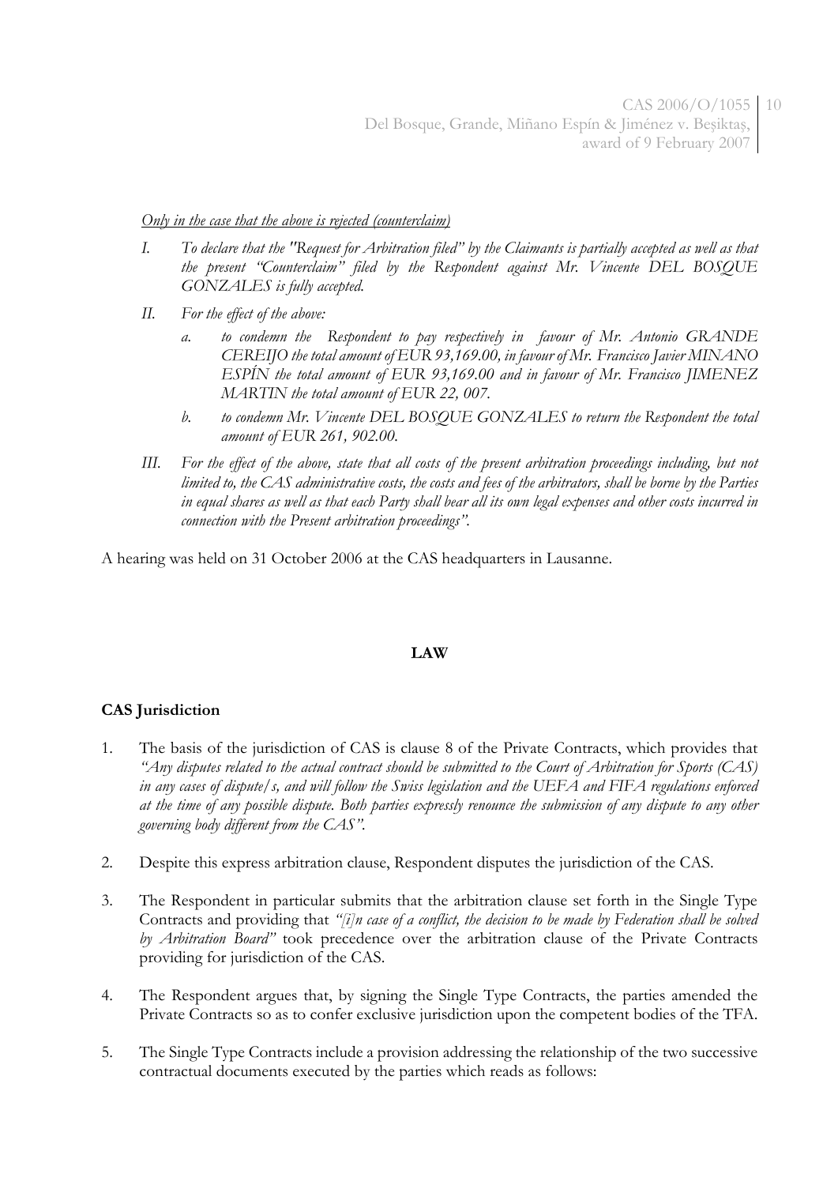*Only in the case that the above is rejected (counterclaim)*

I. *To declare that the "Request for Arbitration filed" by the Claimants is partially accepted as well as that the present "Counterclaim" filed by the Respondent against Mr. Vincente DEL BOSQUE GONZALES is fully accepted.*

II. *For the effect of the above:*

   a. *to condemn the Respondent to pay respectively in favour of Mr. Antonio GRANDE CEREIJO the total amount of EUR 93,169.00, in favour of Mr. Francisco Javier MINANO ESPÍN the total amount of EUR 93,169.00 and in favour of Mr. Francisco JIMENEZ MARTIN the total amount of EUR 22, 007.*

   b. *to condemn Mr. Vincente DEL BOSQUE GONZALES to return the Respondent the total amount of EUR 261, 902.00.*

III. *For the effect of the above, state that all costs of the present arbitration proceedings including, but not limited to, the CAS administrative costs, the costs and fees of the arbitrators, shall be borne by the Parties in equal shares as well as that each Party shall bear all its own legal expenses and other costs incurred in connection with the Present arbitration proceedings".*

A hearing was held on 31 October 2006 at the CAS headquarters in Lausanne.

## LAW

### CAS Jurisdiction

1. The basis of the jurisdiction of CAS is clause 8 of the Private Contracts, which provides that *"Any disputes related to the actual contract should be submitted to the Court of Arbitration for Sports (CAS) in any cases of dispute/s, and will follow the Swiss legislation and the UEFA and FIFA regulations enforced at the time of any possible dispute. Both parties expressly renounce the submission of any dispute to any other governing body different from the CAS".*

2. Despite this express arbitration clause, Respondent disputes the jurisdiction of the CAS.

3. The Respondent in particular submits that the arbitration clause set forth in the Single Type Contracts and providing that *"[i]n case of a conflict, the decision to be made by Federation shall be solved by Arbitration Board"* took precedence over the arbitration clause of the Private Contracts providing for jurisdiction of the CAS.

4. The Respondent argues that, by signing the Single Type Contracts, the parties amended the Private Contracts so as to confer exclusive jurisdiction upon the competent bodies of the TFA.

5. The Single Type Contracts include a provision addressing the relationship of the two successive contractual documents executed by the parties which reads as follows: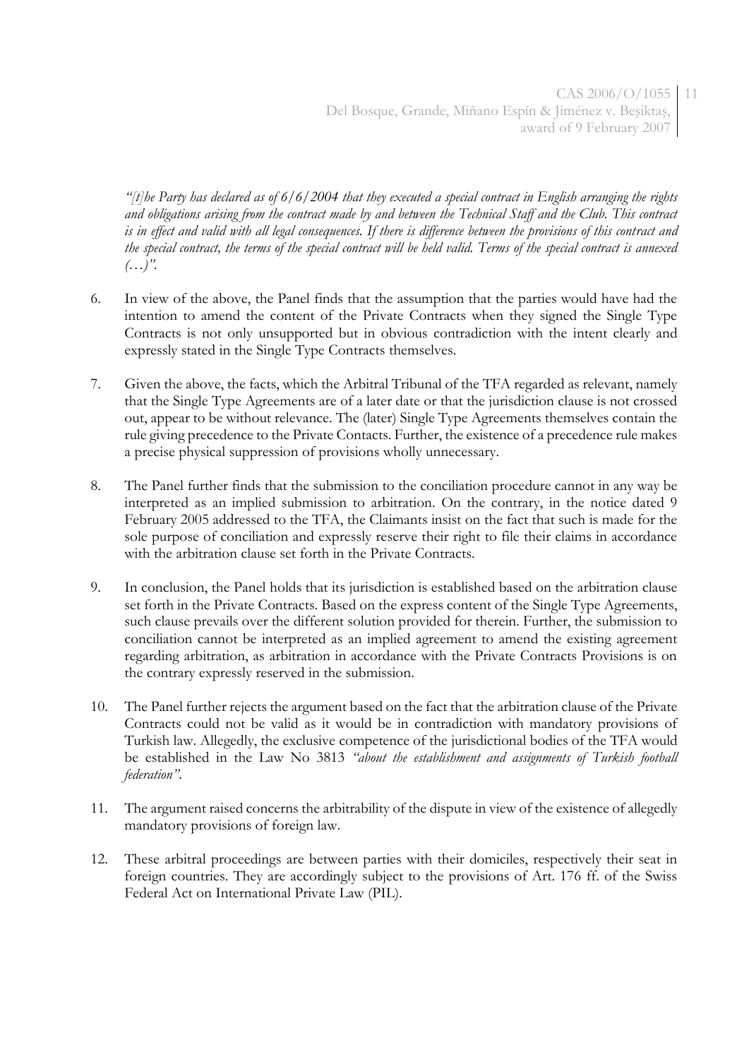*"[t]he Party has declared as of 6/6/2004 that they executed a special contract in English arranging the rights and obligations arising from the contract made by and between the Technical Staff and the Club. This contract is in effect and valid with all legal consequences. If there is difference between the provisions of this contract and the special contract, the terms of the special contract will be held valid. Terms of the special contract is annexed (…)".*

6. In view of the above, the Panel finds that the assumption that the parties would have had the intention to amend the content of the Private Contracts when they signed the Single Type Contracts is not only unsupported but in obvious contradiction with the intent clearly and expressly stated in the Single Type Contracts themselves.

7. Given the above, the facts, which the Arbitral Tribunal of the TFA regarded as relevant, namely that the Single Type Agreements are of a later date or that the jurisdiction clause is not crossed out, appear to be without relevance. The (later) Single Type Agreements themselves contain the rule giving precedence to the Private Contacts. Further, the existence of a precedence rule makes a precise physical suppression of provisions wholly unnecessary.

8. The Panel further finds that the submission to the conciliation procedure cannot in any way be interpreted as an implied submission to arbitration. On the contrary, in the notice dated 9 February 2005 addressed to the TFA, the Claimants insist on the fact that such is made for the sole purpose of conciliation and expressly reserve their right to file their claims in accordance with the arbitration clause set forth in the Private Contracts.

9. In conclusion, the Panel holds that its jurisdiction is established based on the arbitration clause set forth in the Private Contracts. Based on the express content of the Single Type Agreements, such clause prevails over the different solution provided for therein. Further, the submission to conciliation cannot be interpreted as an implied agreement to amend the existing agreement regarding arbitration, as arbitration in accordance with the Private Contracts Provisions is on the contrary expressly reserved in the submission.

10. The Panel further rejects the argument based on the fact that the arbitration clause of the Private Contracts could not be valid as it would be in contradiction with mandatory provisions of Turkish law. Allegedly, the exclusive competence of the jurisdictional bodies of the TFA would be established in the Law No 3813 *"about the establishment and assignments of Turkish football federation"*.

11. The argument raised concerns the arbitrability of the dispute in view of the existence of allegedly mandatory provisions of foreign law.

12. These arbitral proceedings are between parties with their domiciles, respectively their seat in foreign countries. They are accordingly subject to the provisions of Art. 176 ff. of the Swiss Federal Act on International Private Law (PIL).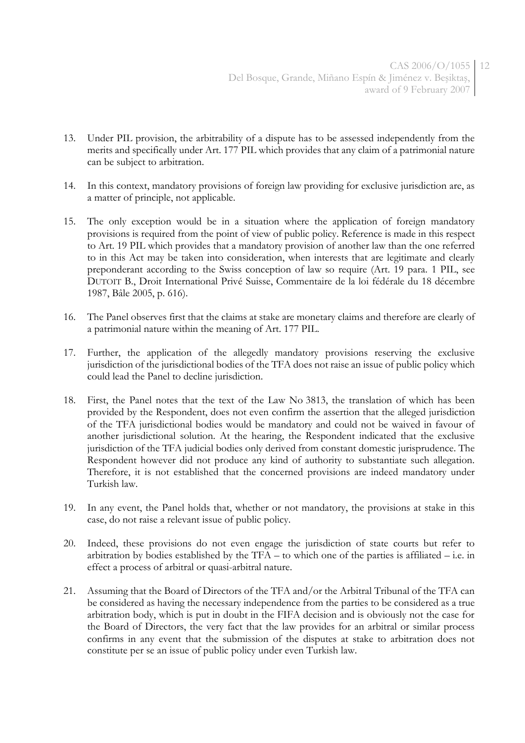13. Under PIL provision, the arbitrability of a dispute has to be assessed independently from the merits and specifically under Art. 177 PIL which provides that any claim of a patrimonial nature can be subject to arbitration.

14. In this context, mandatory provisions of foreign law providing for exclusive jurisdiction are, as a matter of principle, not applicable.

15. The only exception would be in a situation where the application of foreign mandatory provisions is required from the point of view of public policy. Reference is made in this respect to Art. 19 PIL which provides that a mandatory provision of another law than the one referred to in this Act may be taken into consideration, when interests that are legitimate and clearly preponderant according to the Swiss conception of law so require (Art. 19 para. 1 PIL, see DUTOIT B., Droit International Privé Suisse, Commentaire de la loi fédérale du 18 décembre 1987, Bâle 2005, p. 616).

16. The Panel observes first that the claims at stake are monetary claims and therefore are clearly of a patrimonial nature within the meaning of Art. 177 PIL.

17. Further, the application of the allegedly mandatory provisions reserving the exclusive jurisdiction of the jurisdictional bodies of the TFA does not raise an issue of public policy which could lead the Panel to decline jurisdiction.

18. First, the Panel notes that the text of the Law No 3813, the translation of which has been provided by the Respondent, does not even confirm the assertion that the alleged jurisdiction of the TFA jurisdictional bodies would be mandatory and could not be waived in favour of another jurisdictional solution. At the hearing, the Respondent indicated that the exclusive jurisdiction of the TFA judicial bodies only derived from constant domestic jurisprudence. The Respondent however did not produce any kind of authority to substantiate such allegation. Therefore, it is not established that the concerned provisions are indeed mandatory under Turkish law.

19. In any event, the Panel holds that, whether or not mandatory, the provisions at stake in this case, do not raise a relevant issue of public policy.

20. Indeed, these provisions do not even engage the jurisdiction of state courts but refer to arbitration by bodies established by the TFA – to which one of the parties is affiliated – i.e. in effect a process of arbitral or quasi-arbitral nature.

21. Assuming that the Board of Directors of the TFA and/or the Arbitral Tribunal of the TFA can be considered as having the necessary independence from the parties to be considered as a true arbitration body, which is put in doubt in the FIFA decision and is obviously not the case for the Board of Directors, the very fact that the law provides for an arbitral or similar process confirms in any event that the submission of the disputes at stake to arbitration does not constitute per se an issue of public policy under even Turkish law.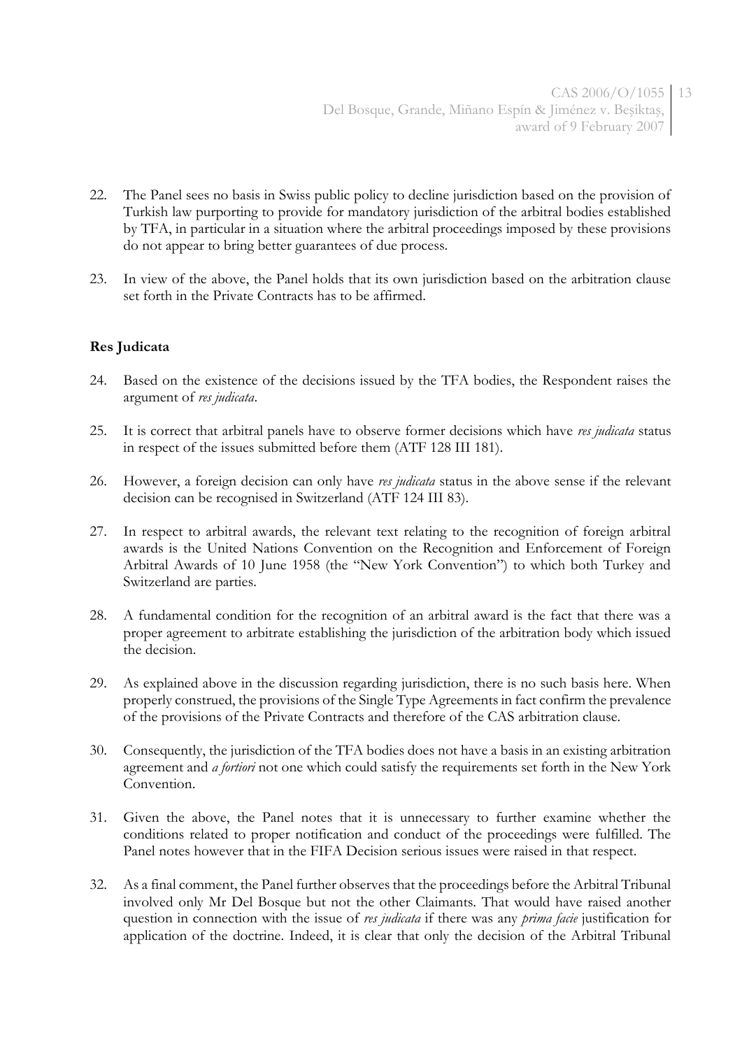22. The Panel sees no basis in Swiss public policy to decline jurisdiction based on the provision of Turkish law purporting to provide for mandatory jurisdiction of the arbitral bodies established by TFA, in particular in a situation where the arbitral proceedings imposed by these provisions do not appear to bring better guarantees of due process.

23. In view of the above, the Panel holds that its own jurisdiction based on the arbitration clause set forth in the Private Contracts has to be affirmed.

**Res Judicata**

24. Based on the existence of the decisions issued by the TFA bodies, the Respondent raises the argument of *res judicata*.

25. It is correct that arbitral panels have to observe former decisions which have *res judicata* status in respect of the issues submitted before them (ATF 128 III 181).

26. However, a foreign decision can only have *res judicata* status in the above sense if the relevant decision can be recognised in Switzerland (ATF 124 III 83).

27. In respect to arbitral awards, the relevant text relating to the recognition of foreign arbitral awards is the United Nations Convention on the Recognition and Enforcement of Foreign Arbitral Awards of 10 June 1958 (the "New York Convention") to which both Turkey and Switzerland are parties.

28. A fundamental condition for the recognition of an arbitral award is the fact that there was a proper agreement to arbitrate establishing the jurisdiction of the arbitration body which issued the decision.

29. As explained above in the discussion regarding jurisdiction, there is no such basis here. When properly construed, the provisions of the Single Type Agreements in fact confirm the prevalence of the provisions of the Private Contracts and therefore of the CAS arbitration clause.

30. Consequently, the jurisdiction of the TFA bodies does not have a basis in an existing arbitration agreement and *a fortiori* not one which could satisfy the requirements set forth in the New York Convention.

31. Given the above, the Panel notes that it is unnecessary to further examine whether the conditions related to proper notification and conduct of the proceedings were fulfilled. The Panel notes however that in the FIFA Decision serious issues were raised in that respect.

32. As a final comment, the Panel further observes that the proceedings before the Arbitral Tribunal involved only Mr Del Bosque but not the other Claimants. That would have raised another question in connection with the issue of *res judicata* if there was any *prima facie* justification for application of the doctrine. Indeed, it is clear that only the decision of the Arbitral Tribunal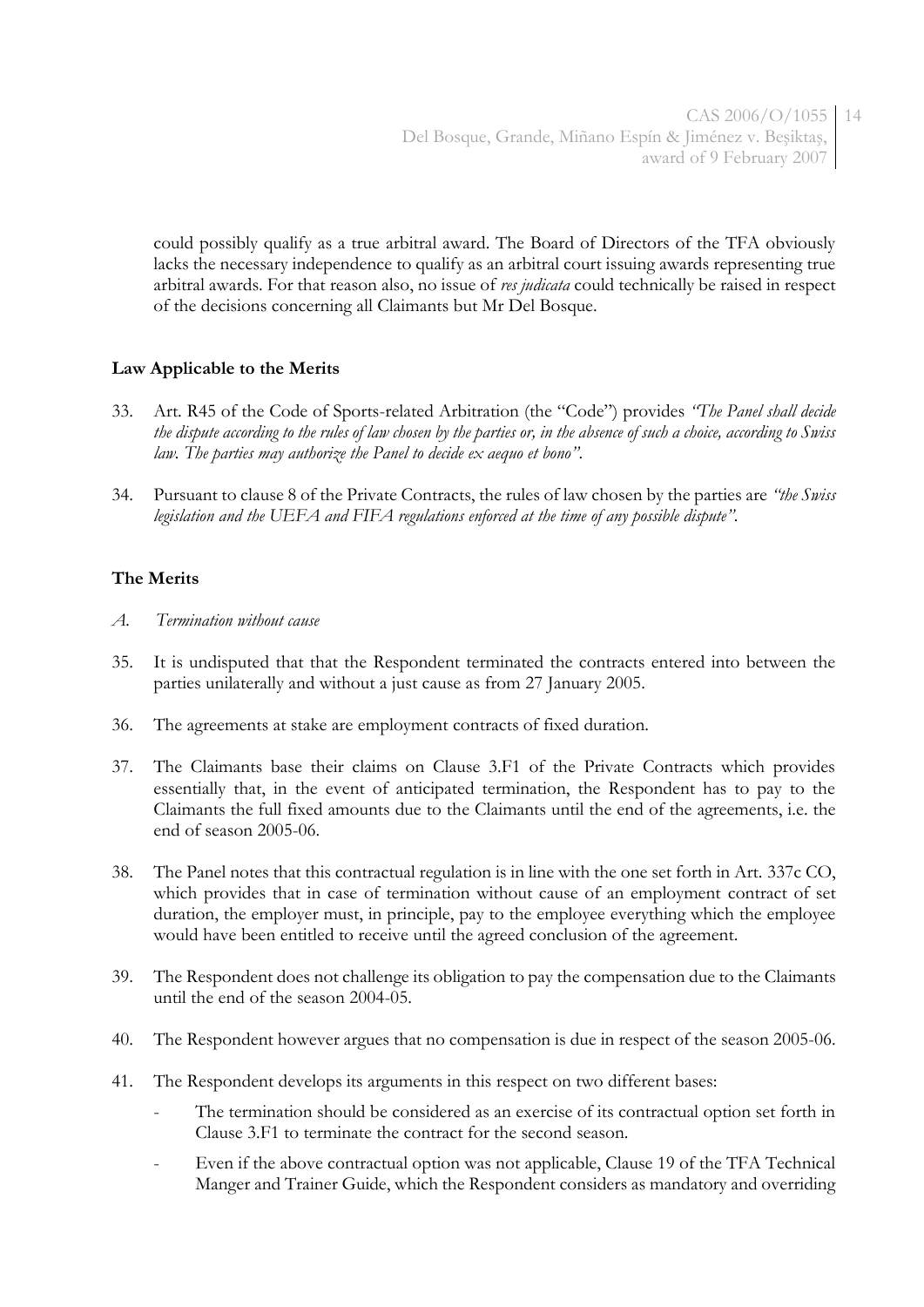could possibly qualify as a true arbitral award. The Board of Directors of the TFA obviously lacks the necessary independence to qualify as an arbitral court issuing awards representing true arbitral awards. For that reason also, no issue of *res judicata* could technically be raised in respect of the decisions concerning all Claimants but Mr Del Bosque.

**Law Applicable to the Merits**

33. Art. R45 of the Code of Sports-related Arbitration (the "Code") provides *"The Panel shall decide the dispute according to the rules of law chosen by the parties or, in the absence of such a choice, according to Swiss law. The parties may authorize the Panel to decide ex aequo et bono"*.

34. Pursuant to clause 8 of the Private Contracts, the rules of law chosen by the parties are *"the Swiss legislation and the UEFA and FIFA regulations enforced at the time of any possible dispute"*.

**The Merits**

*A. Termination without cause*

35. It is undisputed that that the Respondent terminated the contracts entered into between the parties unilaterally and without a just cause as from 27 January 2005.

36. The agreements at stake are employment contracts of fixed duration.

37. The Claimants base their claims on Clause 3.F1 of the Private Contracts which provides essentially that, in the event of anticipated termination, the Respondent has to pay to the Claimants the full fixed amounts due to the Claimants until the end of the agreements, i.e. the end of season 2005-06.

38. The Panel notes that this contractual regulation is in line with the one set forth in Art. 337c CO, which provides that in case of termination without cause of an employment contract of set duration, the employer must, in principle, pay to the employee everything which the employee would have been entitled to receive until the agreed conclusion of the agreement.

39. The Respondent does not challenge its obligation to pay the compensation due to the Claimants until the end of the season 2004-05.

40. The Respondent however argues that no compensation is due in respect of the season 2005-06.

41. The Respondent develops its arguments in this respect on two different bases:

- The termination should be considered as an exercise of its contractual option set forth in Clause 3.F1 to terminate the contract for the second season.
- Even if the above contractual option was not applicable, Clause 19 of the TFA Technical Manger and Trainer Guide, which the Respondent considers as mandatory and overriding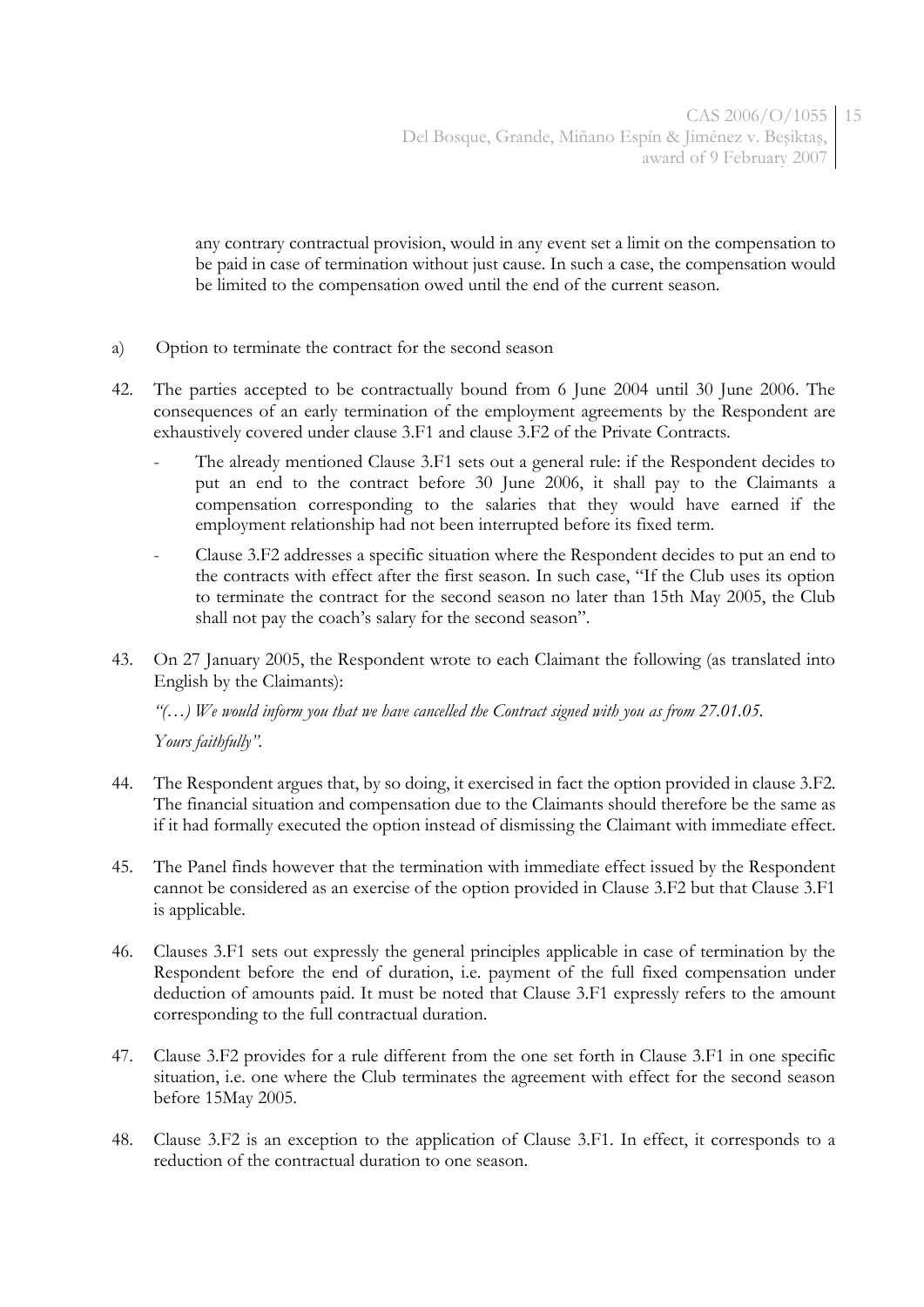any contrary contractual provision, would in any event set a limit on the compensation to be paid in case of termination without just cause. In such a case, the compensation would be limited to the compensation owed until the end of the current season.

a) Option to terminate the contract for the second season

42. The parties accepted to be contractually bound from 6 June 2004 until 30 June 2006. The consequences of an early termination of the employment agreements by the Respondent are exhaustively covered under clause 3.F1 and clause 3.F2 of the Private Contracts.

    - The already mentioned Clause 3.F1 sets out a general rule: if the Respondent decides to put an end to the contract before 30 June 2006, it shall pay to the Claimants a compensation corresponding to the salaries that they would have earned if the employment relationship had not been interrupted before its fixed term.
    - Clause 3.F2 addresses a specific situation where the Respondent decides to put an end to the contracts with effect after the first season. In such case, "If the Club uses its option to terminate the contract for the second season no later than 15th May 2005, the Club shall not pay the coach's salary for the second season".

43. On 27 January 2005, the Respondent wrote to each Claimant the following (as translated into English by the Claimants):

    *"(…) We would inform you that we have cancelled the Contract signed with you as from 27.01.05.*

    *Yours faithfully".*

44. The Respondent argues that, by so doing, it exercised in fact the option provided in clause 3.F2. The financial situation and compensation due to the Claimants should therefore be the same as if it had formally executed the option instead of dismissing the Claimant with immediate effect.

45. The Panel finds however that the termination with immediate effect issued by the Respondent cannot be considered as an exercise of the option provided in Clause 3.F2 but that Clause 3.F1 is applicable.

46. Clauses 3.F1 sets out expressly the general principles applicable in case of termination by the Respondent before the end of duration, i.e. payment of the full fixed compensation under deduction of amounts paid. It must be noted that Clause 3.F1 expressly refers to the amount corresponding to the full contractual duration.

47. Clause 3.F2 provides for a rule different from the one set forth in Clause 3.F1 in one specific situation, i.e. one where the Club terminates the agreement with effect for the second season before 15May 2005.

48. Clause 3.F2 is an exception to the application of Clause 3.F1. In effect, it corresponds to a reduction of the contractual duration to one season.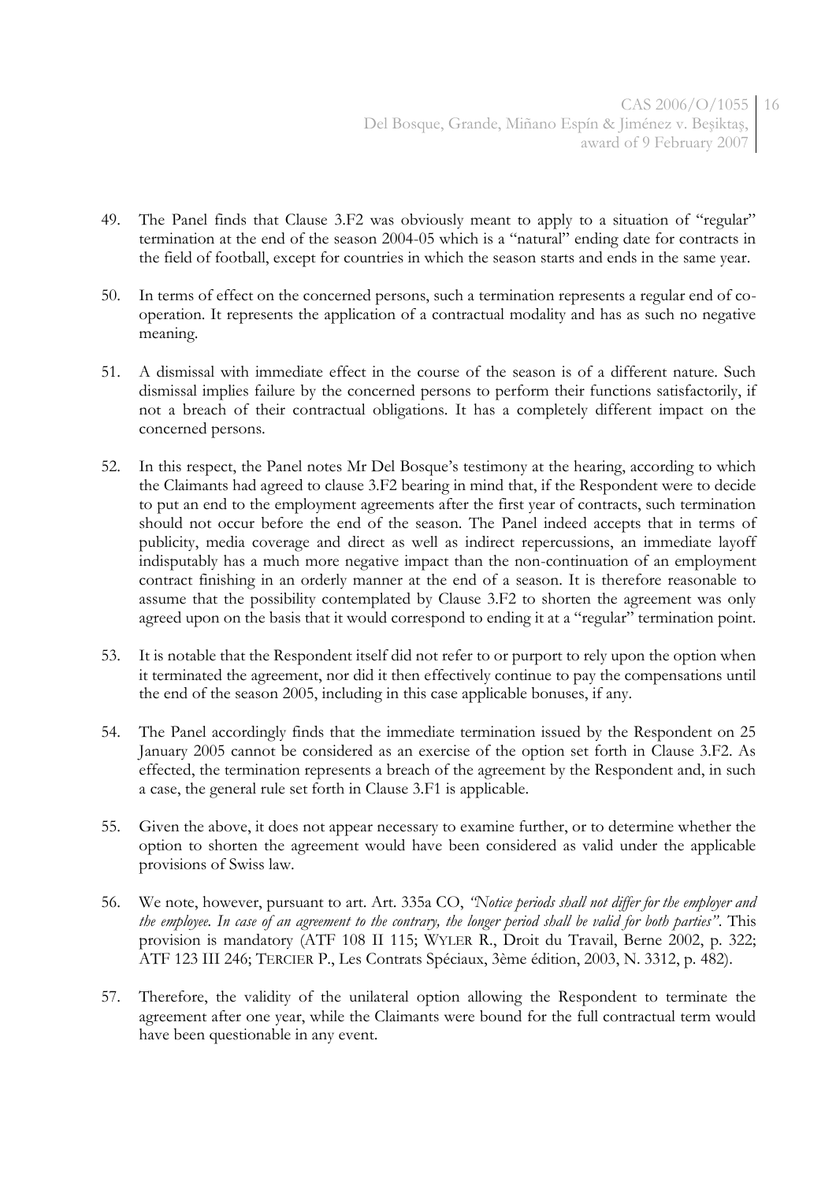49. The Panel finds that Clause 3.F2 was obviously meant to apply to a situation of "regular" termination at the end of the season 2004-05 which is a "natural" ending date for contracts in the field of football, except for countries in which the season starts and ends in the same year.

50. In terms of effect on the concerned persons, such a termination represents a regular end of co-operation. It represents the application of a contractual modality and has as such no negative meaning.

51. A dismissal with immediate effect in the course of the season is of a different nature. Such dismissal implies failure by the concerned persons to perform their functions satisfactorily, if not a breach of their contractual obligations. It has a completely different impact on the concerned persons.

52. In this respect, the Panel notes Mr Del Bosque's testimony at the hearing, according to which the Claimants had agreed to clause 3.F2 bearing in mind that, if the Respondent were to decide to put an end to the employment agreements after the first year of contracts, such termination should not occur before the end of the season. The Panel indeed accepts that in terms of publicity, media coverage and direct as well as indirect repercussions, an immediate layoff indisputably has a much more negative impact than the non-continuation of an employment contract finishing in an orderly manner at the end of a season. It is therefore reasonable to assume that the possibility contemplated by Clause 3.F2 to shorten the agreement was only agreed upon on the basis that it would correspond to ending it at a "regular" termination point.

53. It is notable that the Respondent itself did not refer to or purport to rely upon the option when it terminated the agreement, nor did it then effectively continue to pay the compensations until the end of the season 2005, including in this case applicable bonuses, if any.

54. The Panel accordingly finds that the immediate termination issued by the Respondent on 25 January 2005 cannot be considered as an exercise of the option set forth in Clause 3.F2. As effected, the termination represents a breach of the agreement by the Respondent and, in such a case, the general rule set forth in Clause 3.F1 is applicable.

55. Given the above, it does not appear necessary to examine further, or to determine whether the option to shorten the agreement would have been considered as valid under the applicable provisions of Swiss law.

56. We note, however, pursuant to art. Art. 335a CO, *"Notice periods shall not differ for the employer and the employee. In case of an agreement to the contrary, the longer period shall be valid for both parties"*. This provision is mandatory (ATF 108 II 115; WYLER R., Droit du Travail, Berne 2002, p. 322; ATF 123 III 246; TERCIER P., Les Contrats Spéciaux, 3ème édition, 2003, N. 3312, p. 482).

57. Therefore, the validity of the unilateral option allowing the Respondent to terminate the agreement after one year, while the Claimants were bound for the full contractual term would have been questionable in any event.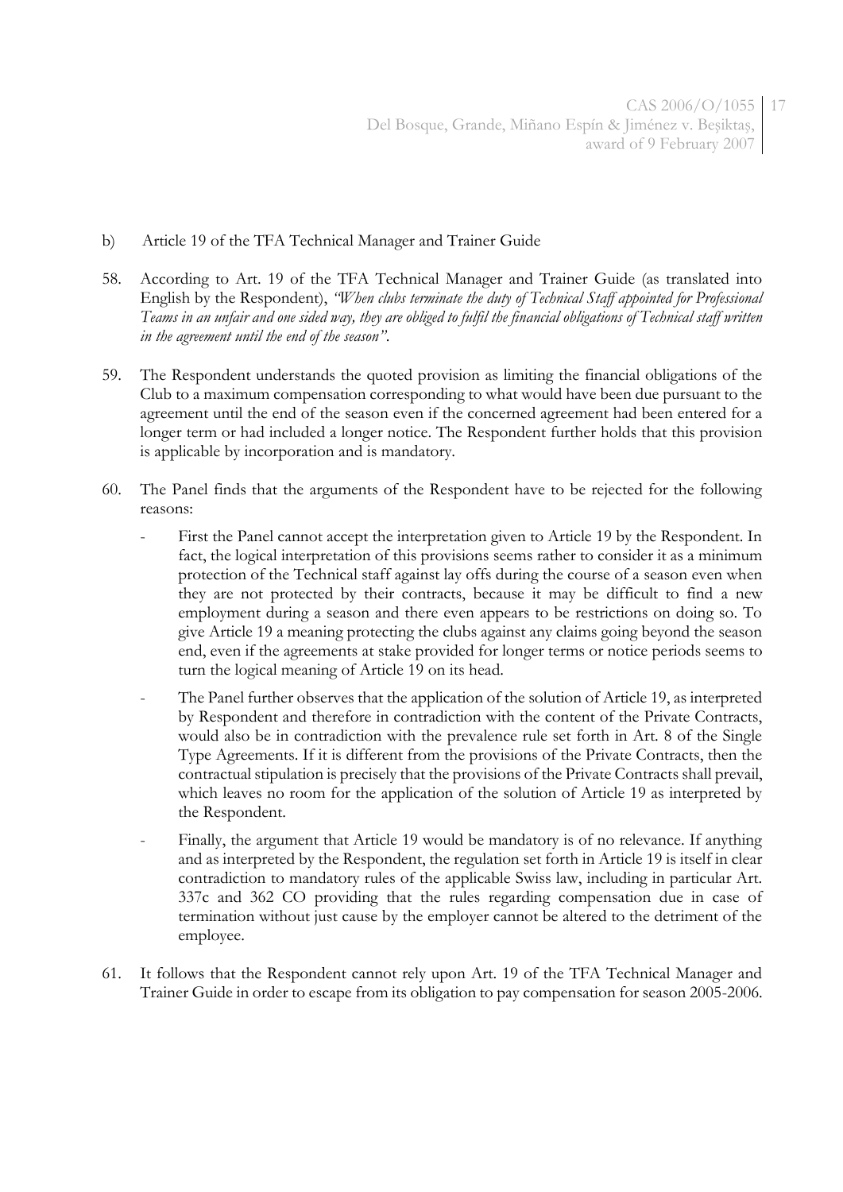b) Article 19 of the TFA Technical Manager and Trainer Guide

58. According to Art. 19 of the TFA Technical Manager and Trainer Guide (as translated into English by the Respondent), *"When clubs terminate the duty of Technical Staff appointed for Professional Teams in an unfair and one sided way, they are obliged to fulfil the financial obligations of Technical staff written in the agreement until the end of the season"*.

59. The Respondent understands the quoted provision as limiting the financial obligations of the Club to a maximum compensation corresponding to what would have been due pursuant to the agreement until the end of the season even if the concerned agreement had been entered for a longer term or had included a longer notice. The Respondent further holds that this provision is applicable by incorporation and is mandatory.

60. The Panel finds that the arguments of the Respondent have to be rejected for the following reasons:

   - First the Panel cannot accept the interpretation given to Article 19 by the Respondent. In fact, the logical interpretation of this provisions seems rather to consider it as a minimum protection of the Technical staff against lay offs during the course of a season even when they are not protected by their contracts, because it may be difficult to find a new employment during a season and there even appears to be restrictions on doing so. To give Article 19 a meaning protecting the clubs against any claims going beyond the season end, even if the agreements at stake provided for longer terms or notice periods seems to turn the logical meaning of Article 19 on its head.
   - The Panel further observes that the application of the solution of Article 19, as interpreted by Respondent and therefore in contradiction with the content of the Private Contracts, would also be in contradiction with the prevalence rule set forth in Art. 8 of the Single Type Agreements. If it is different from the provisions of the Private Contracts, then the contractual stipulation is precisely that the provisions of the Private Contracts shall prevail, which leaves no room for the application of the solution of Article 19 as interpreted by the Respondent.
   - Finally, the argument that Article 19 would be mandatory is of no relevance. If anything and as interpreted by the Respondent, the regulation set forth in Article 19 is itself in clear contradiction to mandatory rules of the applicable Swiss law, including in particular Art. 337c and 362 CO providing that the rules regarding compensation due in case of termination without just cause by the employer cannot be altered to the detriment of the employee.

61. It follows that the Respondent cannot rely upon Art. 19 of the TFA Technical Manager and Trainer Guide in order to escape from its obligation to pay compensation for season 2005-2006.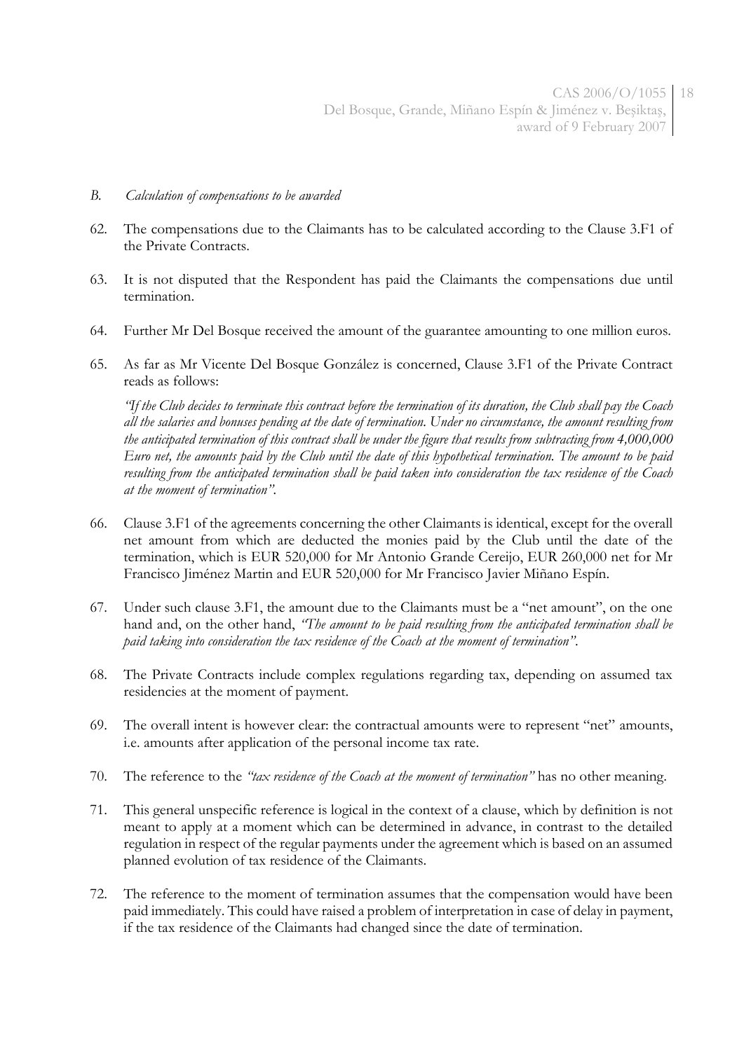### *B. Calculation of compensations to be awarded*

62. The compensations due to the Claimants has to be calculated according to the Clause 3.F1 of the Private Contracts.

63. It is not disputed that the Respondent has paid the Claimants the compensations due until termination.

64. Further Mr Del Bosque received the amount of the guarantee amounting to one million euros.

65. As far as Mr Vicente Del Bosque González is concerned, Clause 3.F1 of the Private Contract reads as follows:

    *"If the Club decides to terminate this contract before the termination of its duration, the Club shall pay the Coach all the salaries and bonuses pending at the date of termination. Under no circumstance, the amount resulting from the anticipated termination of this contract shall be under the figure that results from subtracting from 4,000,000 Euro net, the amounts paid by the Club until the date of this hypothetical termination. The amount to be paid resulting from the anticipated termination shall be paid taken into consideration the tax residence of the Coach at the moment of termination".*

66. Clause 3.F1 of the agreements concerning the other Claimants is identical, except for the overall net amount from which are deducted the monies paid by the Club until the date of the termination, which is EUR 520,000 for Mr Antonio Grande Cereijo, EUR 260,000 net for Mr Francisco Jiménez Martin and EUR 520,000 for Mr Francisco Javier Miñano Espín.

67. Under such clause 3.F1, the amount due to the Claimants must be a "net amount", on the one hand and, on the other hand, *"The amount to be paid resulting from the anticipated termination shall be paid taking into consideration the tax residence of the Coach at the moment of termination"*.

68. The Private Contracts include complex regulations regarding tax, depending on assumed tax residencies at the moment of payment.

69. The overall intent is however clear: the contractual amounts were to represent "net" amounts, i.e. amounts after application of the personal income tax rate.

70. The reference to the *"tax residence of the Coach at the moment of termination"* has no other meaning.

71. This general unspecific reference is logical in the context of a clause, which by definition is not meant to apply at a moment which can be determined in advance, in contrast to the detailed regulation in respect of the regular payments under the agreement which is based on an assumed planned evolution of tax residence of the Claimants.

72. The reference to the moment of termination assumes that the compensation would have been paid immediately. This could have raised a problem of interpretation in case of delay in payment, if the tax residence of the Claimants had changed since the date of termination.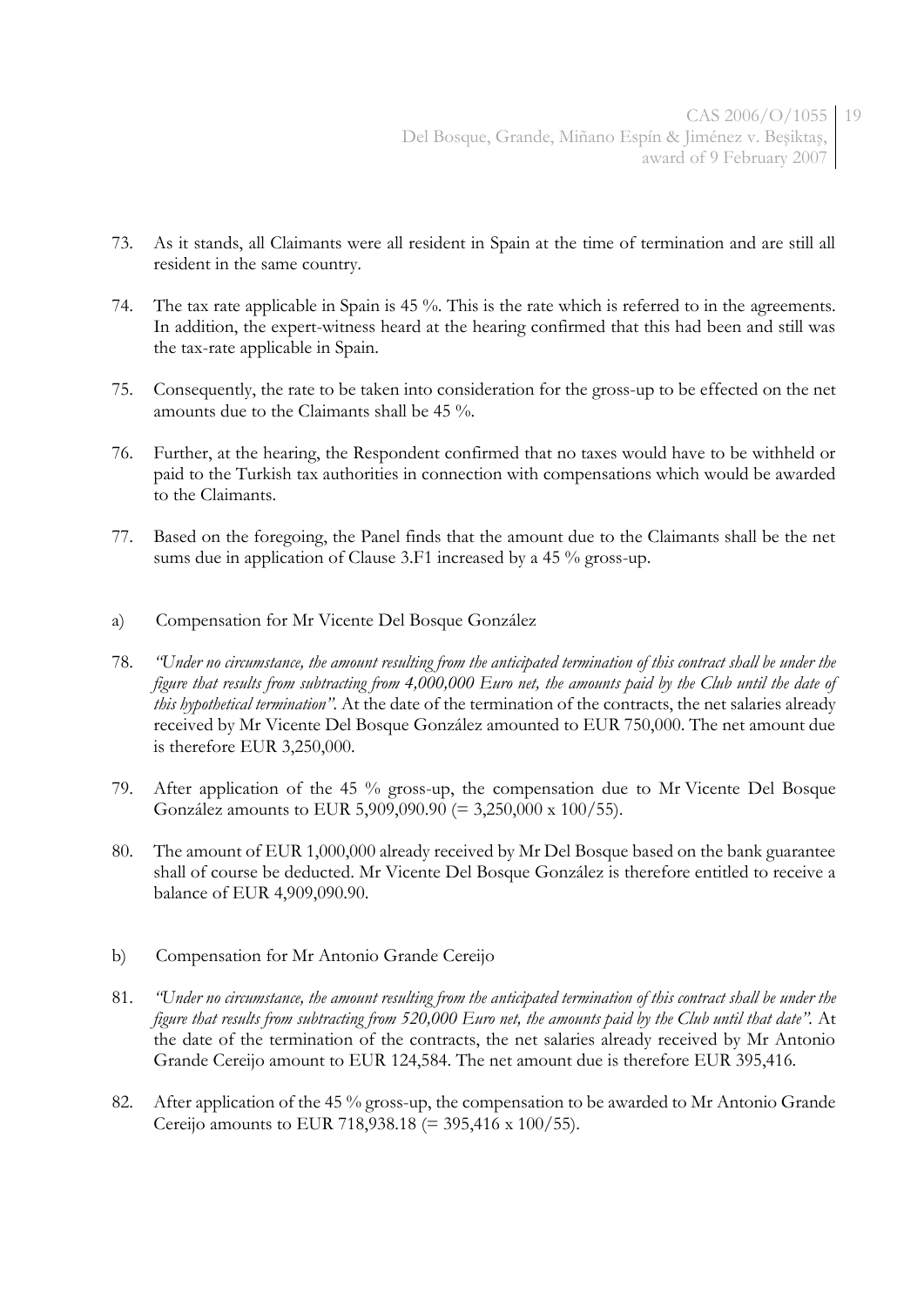73. As it stands, all Claimants were all resident in Spain at the time of termination and are still all resident in the same country.

74. The tax rate applicable in Spain is 45 %. This is the rate which is referred to in the agreements. In addition, the expert-witness heard at the hearing confirmed that this had been and still was the tax-rate applicable in Spain.

75. Consequently, the rate to be taken into consideration for the gross-up to be effected on the net amounts due to the Claimants shall be 45 %.

76. Further, at the hearing, the Respondent confirmed that no taxes would have to be withheld or paid to the Turkish tax authorities in connection with compensations which would be awarded to the Claimants.

77. Based on the foregoing, the Panel finds that the amount due to the Claimants shall be the net sums due in application of Clause 3.F1 increased by a 45 % gross-up.

a) Compensation for Mr Vicente Del Bosque González

78. *"Under no circumstance, the amount resulting from the anticipated termination of this contract shall be under the figure that results from subtracting from 4,000,000 Euro net, the amounts paid by the Club until the date of this hypothetical termination"*. At the date of the termination of the contracts, the net salaries already received by Mr Vicente Del Bosque González amounted to EUR 750,000. The net amount due is therefore EUR 3,250,000.

79. After application of the 45 % gross-up, the compensation due to Mr Vicente Del Bosque González amounts to EUR 5,909,090.90 (= 3,250,000 x 100/55).

80. The amount of EUR 1,000,000 already received by Mr Del Bosque based on the bank guarantee shall of course be deducted. Mr Vicente Del Bosque González is therefore entitled to receive a balance of EUR 4,909,090.90.

b) Compensation for Mr Antonio Grande Cereijo

81. *"Under no circumstance, the amount resulting from the anticipated termination of this contract shall be under the figure that results from subtracting from 520,000 Euro net, the amounts paid by the Club until that date"*. At the date of the termination of the contracts, the net salaries already received by Mr Antonio Grande Cereijo amount to EUR 124,584. The net amount due is therefore EUR 395,416.

82. After application of the 45 % gross-up, the compensation to be awarded to Mr Antonio Grande Cereijo amounts to EUR 718,938.18 (= 395,416 x 100/55).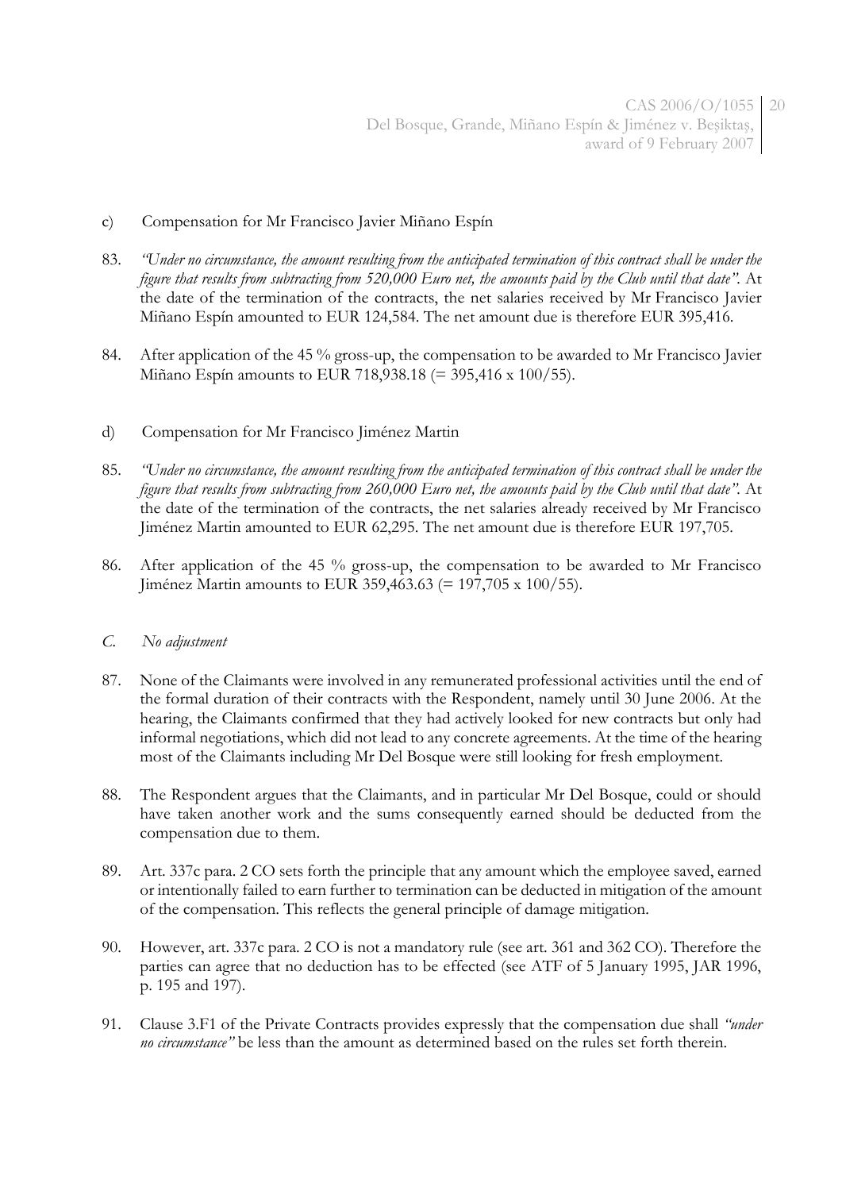c) Compensation for Mr Francisco Javier Miñano Espín

83. *"Under no circumstance, the amount resulting from the anticipated termination of this contract shall be under the figure that results from subtracting from 520,000 Euro net, the amounts paid by the Club until that date".* At the date of the termination of the contracts, the net salaries received by Mr Francisco Javier Miñano Espín amounted to EUR 124,584. The net amount due is therefore EUR 395,416.

84. After application of the 45 % gross-up, the compensation to be awarded to Mr Francisco Javier Miñano Espín amounts to EUR 718,938.18 (= 395,416 x 100/55).

d) Compensation for Mr Francisco Jiménez Martin

85. *"Under no circumstance, the amount resulting from the anticipated termination of this contract shall be under the figure that results from subtracting from 260,000 Euro net, the amounts paid by the Club until that date".* At the date of the termination of the contracts, the net salaries already received by Mr Francisco Jiménez Martin amounted to EUR 62,295. The net amount due is therefore EUR 197,705.

86. After application of the 45 % gross-up, the compensation to be awarded to Mr Francisco Jiménez Martin amounts to EUR 359,463.63 (= 197,705 x 100/55).

*C. No adjustment*

87. None of the Claimants were involved in any remunerated professional activities until the end of the formal duration of their contracts with the Respondent, namely until 30 June 2006. At the hearing, the Claimants confirmed that they had actively looked for new contracts but only had informal negotiations, which did not lead to any concrete agreements. At the time of the hearing most of the Claimants including Mr Del Bosque were still looking for fresh employment.

88. The Respondent argues that the Claimants, and in particular Mr Del Bosque, could or should have taken another work and the sums consequently earned should be deducted from the compensation due to them.

89. Art. 337c para. 2 CO sets forth the principle that any amount which the employee saved, earned or intentionally failed to earn further to termination can be deducted in mitigation of the amount of the compensation. This reflects the general principle of damage mitigation.

90. However, art. 337c para. 2 CO is not a mandatory rule (see art. 361 and 362 CO). Therefore the parties can agree that no deduction has to be effected (see ATF of 5 January 1995, JAR 1996, p. 195 and 197).

91. Clause 3.F1 of the Private Contracts provides expressly that the compensation due shall *"under no circumstance"* be less than the amount as determined based on the rules set forth therein.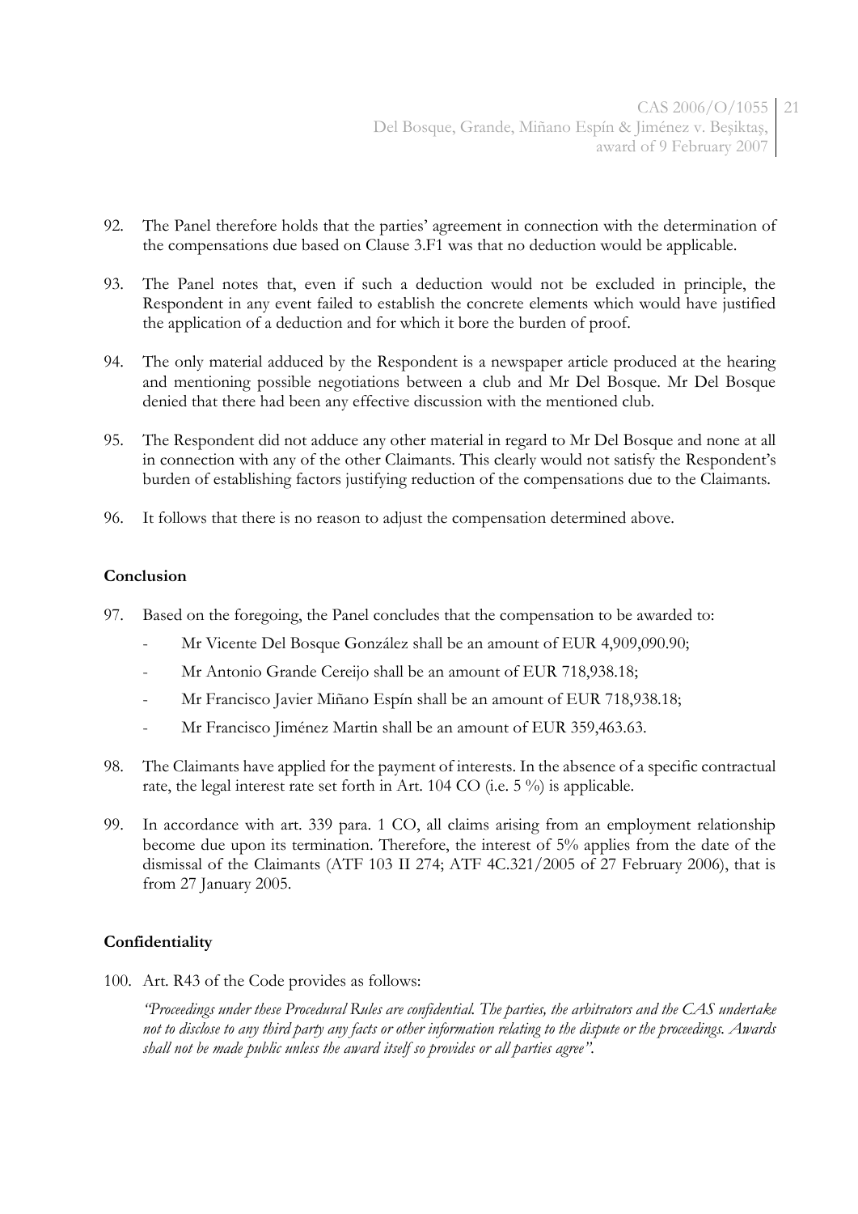92. The Panel therefore holds that the parties' agreement in connection with the determination of the compensations due based on Clause 3.F1 was that no deduction would be applicable.

93. The Panel notes that, even if such a deduction would not be excluded in principle, the Respondent in any event failed to establish the concrete elements which would have justified the application of a deduction and for which it bore the burden of proof.

94. The only material adduced by the Respondent is a newspaper article produced at the hearing and mentioning possible negotiations between a club and Mr Del Bosque. Mr Del Bosque denied that there had been any effective discussion with the mentioned club.

95. The Respondent did not adduce any other material in regard to Mr Del Bosque and none at all in connection with any of the other Claimants. This clearly would not satisfy the Respondent's burden of establishing factors justifying reduction of the compensations due to the Claimants.

96. It follows that there is no reason to adjust the compensation determined above.

**Conclusion**

97. Based on the foregoing, the Panel concludes that the compensation to be awarded to:
    - Mr Vicente Del Bosque González shall be an amount of EUR 4,909,090.90;
    - Mr Antonio Grande Cereijo shall be an amount of EUR 718,938.18;
    - Mr Francisco Javier Miñano Espín shall be an amount of EUR 718,938.18;
    - Mr Francisco Jiménez Martin shall be an amount of EUR 359,463.63.

98. The Claimants have applied for the payment of interests. In the absence of a specific contractual rate, the legal interest rate set forth in Art. 104 CO (i.e. 5 %) is applicable.

99. In accordance with art. 339 para. 1 CO, all claims arising from an employment relationship become due upon its termination. Therefore, the interest of 5% applies from the date of the dismissal of the Claimants (ATF 103 II 274; ATF 4C.321/2005 of 27 February 2006), that is from 27 January 2005.

**Confidentiality**

100. Art. R43 of the Code provides as follows:

*"Proceedings under these Procedural Rules are confidential. The parties, the arbitrators and the CAS undertake not to disclose to any third party any facts or other information relating to the dispute or the proceedings. Awards shall not be made public unless the award itself so provides or all parties agree".*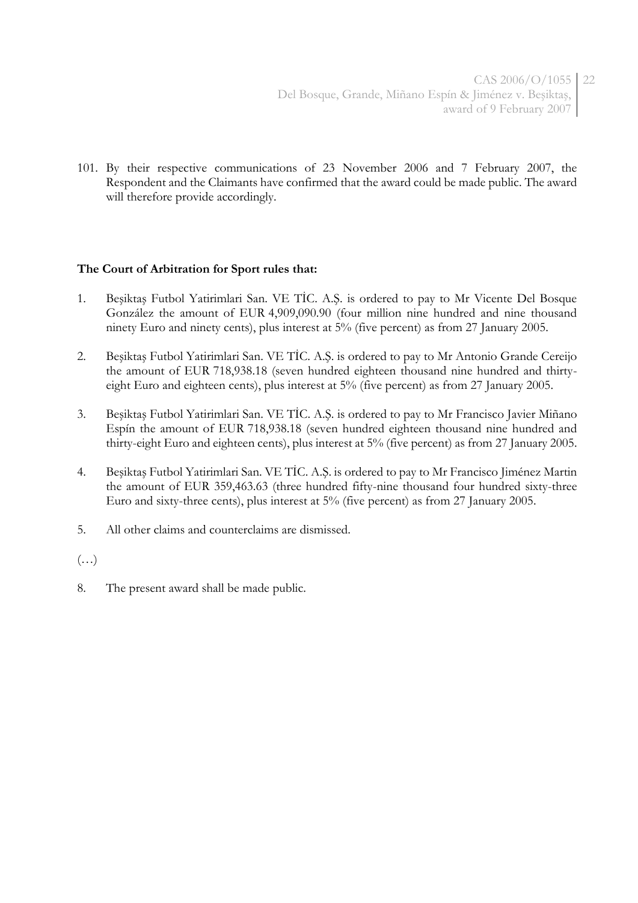101. By their respective communications of 23 November 2006 and 7 February 2007, the Respondent and the Claimants have confirmed that the award could be made public. The award will therefore provide accordingly.

**The Court of Arbitration for Sport rules that:**

1. Beşiktaş Futbol Yatirimlari San. VE TİC. A.Ş. is ordered to pay to Mr Vicente Del Bosque González the amount of EUR 4,909,090.90 (four million nine hundred and nine thousand ninety Euro and ninety cents), plus interest at 5% (five percent) as from 27 January 2005.

2. Beşiktaş Futbol Yatirimlari San. VE TİC. A.Ş. is ordered to pay to Mr Antonio Grande Cereijo the amount of EUR 718,938.18 (seven hundred eighteen thousand nine hundred and thirty-eight Euro and eighteen cents), plus interest at 5% (five percent) as from 27 January 2005.

3. Beşiktaş Futbol Yatirimlari San. VE TİC. A.Ş. is ordered to pay to Mr Francisco Javier Miñano Espín the amount of EUR 718,938.18 (seven hundred eighteen thousand nine hundred and thirty-eight Euro and eighteen cents), plus interest at 5% (five percent) as from 27 January 2005.

4. Beşiktaş Futbol Yatirimlari San. VE TİC. A.Ş. is ordered to pay to Mr Francisco Jiménez Martin the amount of EUR 359,463.63 (three hundred fifty-nine thousand four hundred sixty-three Euro and sixty-three cents), plus interest at 5% (five percent) as from 27 January 2005.

5. All other claims and counterclaims are dismissed.

(…)

8. The present award shall be made public.